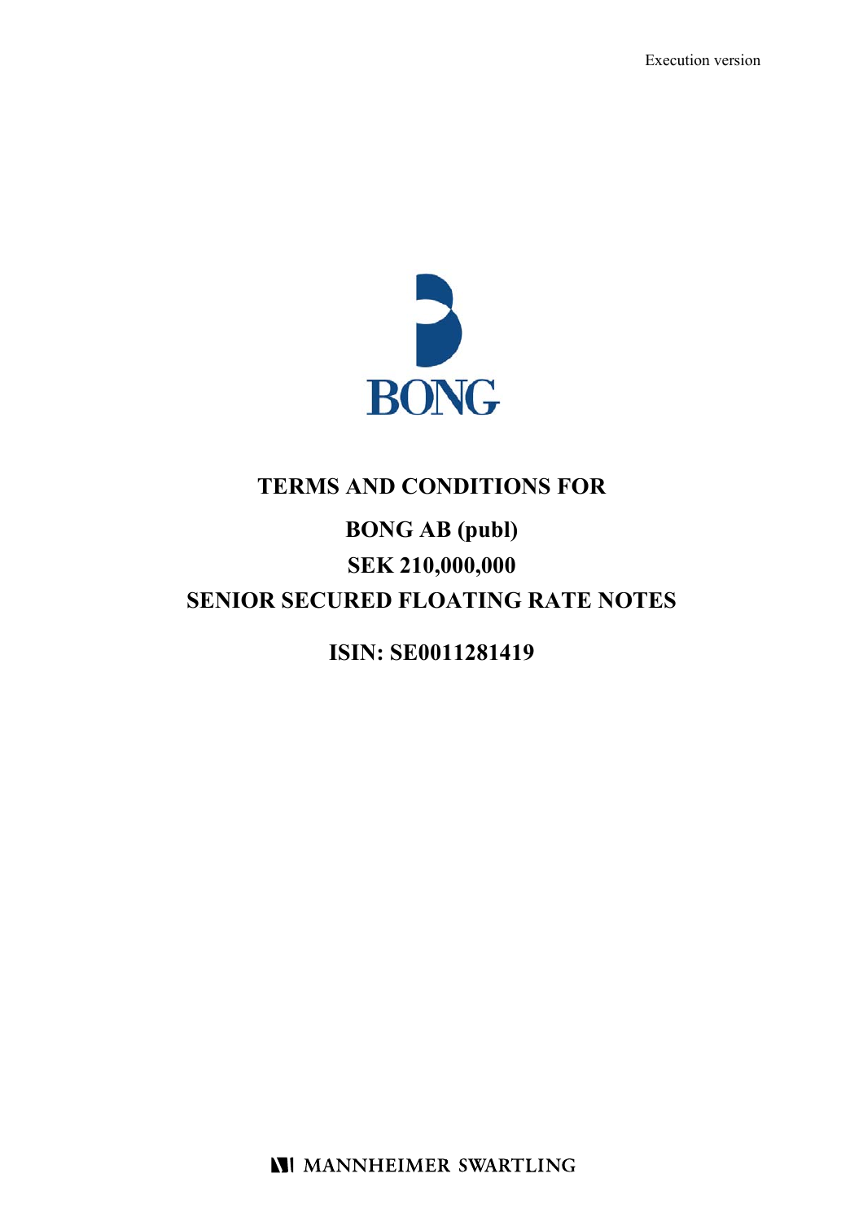Execution version

BONG

# TERMS AND CONDITIONS FOR

# BONG AB (publ)

# SEK 210,000,000

# SENIOR SECURED FLOATING RATE NOTES

**ISIN: SE0011281419**

MANNHEIMER SWARTLING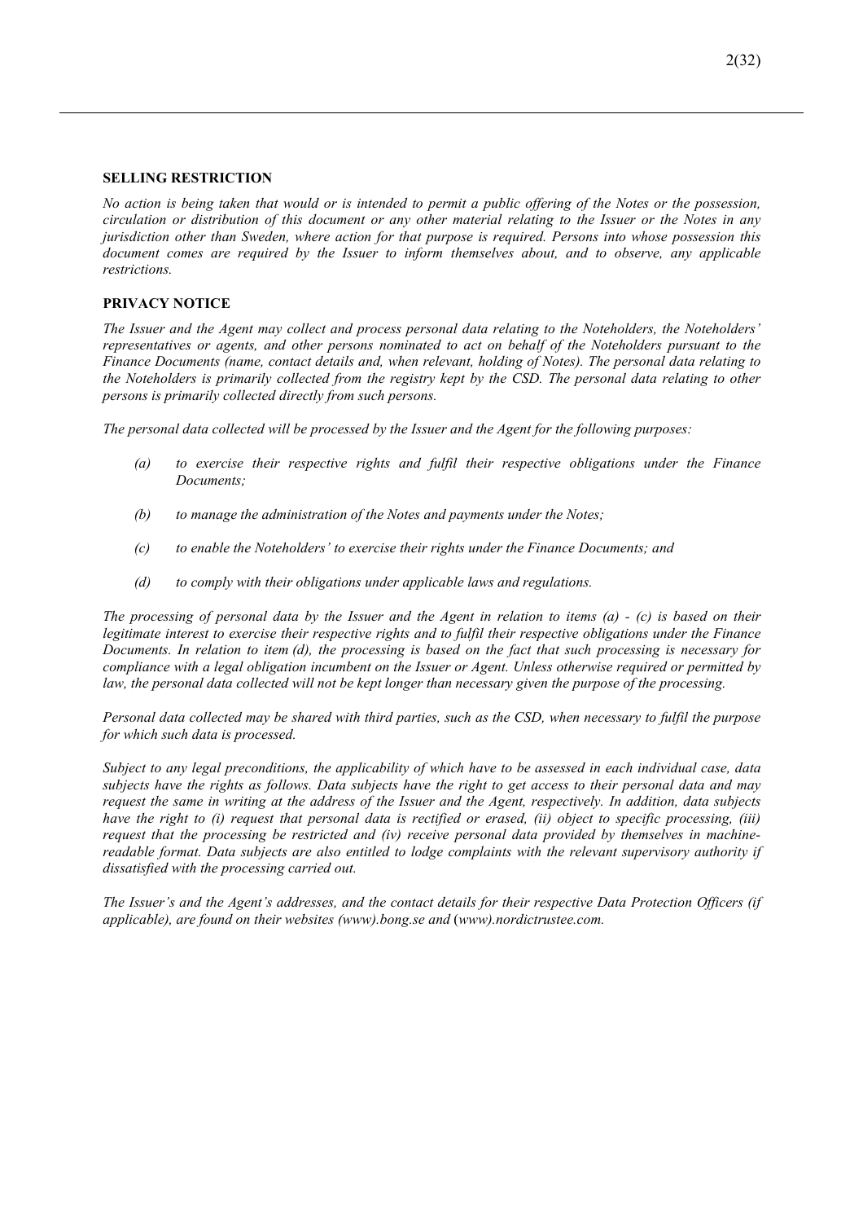## SELLING RESTRICTION

*No action is being taken that would or is intended to permit a public offering of the Notes or the possession, circulation or distribution of this document or any other material relating to the Issuer or the Notes in any jurisdiction other than Sweden, where action for that purpose is required. Persons into whose possession this document comes are required by the Issuer to inform themselves about, and to observe, any applicable restrictions.*

## PRIVACY NOTICE

*The Issuer and the Agent may collect and process personal data relating to the Noteholders, the Noteholders' representatives or agents, and other persons nominated to act on behalf of the Noteholders pursuant to the Finance Documents (name, contact details and, when relevant, holding of Notes). The personal data relating to the Noteholders is primarily collected from the registry kept by the CSD. The personal data relating to other persons is primarily collected directly from such persons.*

*The personal data collected will be processed by the Issuer and the Agent for the following purposes:*

- *(a) to exercise their respective rights and fulfil their respective obligations under the Finance Documents;*
- *(b) to manage the administration of the Notes and payments under the Notes;*
- *(c) to enable the Noteholders' to exercise their rights under the Finance Documents; and*
- *(d) to comply with their obligations under applicable laws and regulations.*

*The processing of personal data by the Issuer and the Agent in relation to items (a) - (c) is based on their legitimate interest to exercise their respective rights and to fulfil their respective obligations under the Finance Documents. In relation to item (d), the processing is based on the fact that such processing is necessary for compliance with a legal obligation incumbent on the Issuer or Agent. Unless otherwise required or permitted by law, the personal data collected will not be kept longer than necessary given the purpose of the processing.*

*Personal data collected may be shared with third parties, such as the CSD, when necessary to fulfil the purpose for which such data is processed.*

*Subject to any legal preconditions, the applicability of which have to be assessed in each individual case, data subjects have the rights as follows. Data subjects have the right to get access to their personal data and may request the same in writing at the address of the Issuer and the Agent, respectively. In addition, data subjects have the right to (i) request that personal data is rectified or erased, (ii) object to specific processing, (iii) request that the processing be restricted and (iv) receive personal data provided by themselves in machine-readable format. Data subjects are also entitled to lodge complaints with the relevant supervisory authority if dissatisfied with the processing carried out.*

*The Issuer's and the Agent's addresses, and the contact details for their respective Data Protection Officers (if applicable), are found on their websites (www).bong.se and (www).nordictrustee.com.*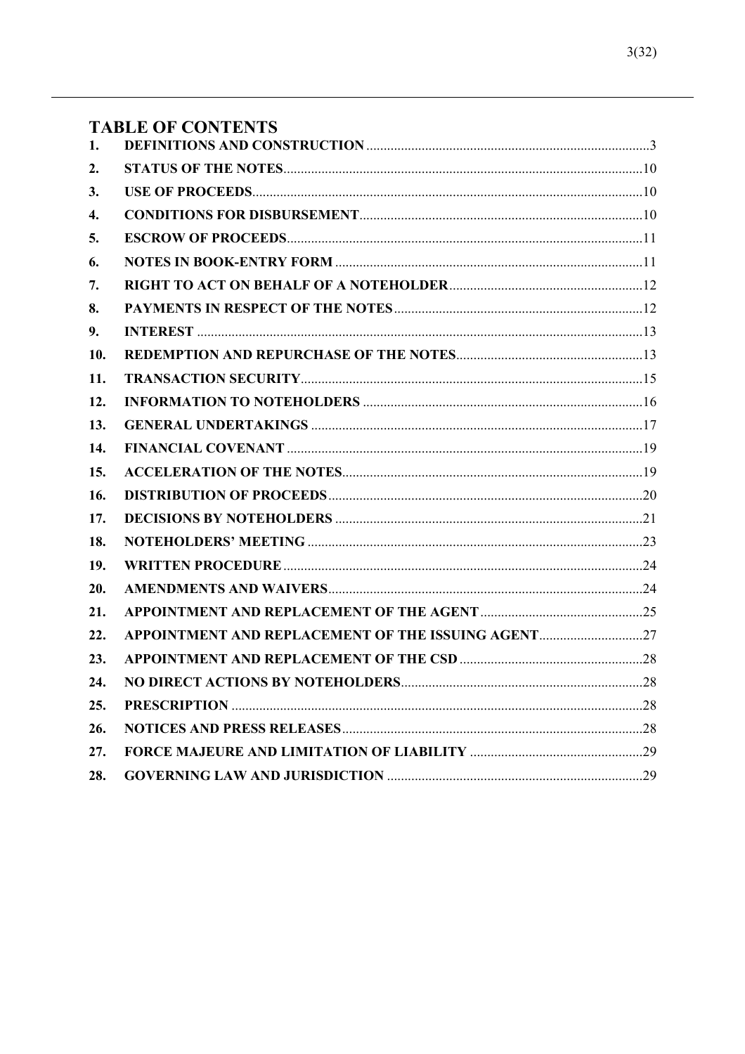# TABLE OF CONTENTS

| | | |
|---|---|---|
| 1. | DEFINITIONS AND CONSTRUCTION | 3 |
| 2. | STATUS OF THE NOTES | 10 |
| 3. | USE OF PROCEEDS | 10 |
| 4. | CONDITIONS FOR DISBURSEMENT | 10 |
| 5. | ESCROW OF PROCEEDS | 11 |
| 6. | NOTES IN BOOK-ENTRY FORM | 11 |
| 7. | RIGHT TO ACT ON BEHALF OF A NOTEHOLDER | 12 |
| 8. | PAYMENTS IN RESPECT OF THE NOTES | 12 |
| 9. | INTEREST | 13 |
| 10. | REDEMPTION AND REPURCHASE OF THE NOTES | 13 |
| 11. | TRANSACTION SECURITY | 15 |
| 12. | INFORMATION TO NOTEHOLDERS | 16 |
| 13. | GENERAL UNDERTAKINGS | 17 |
| 14. | FINANCIAL COVENANT | 19 |
| 15. | ACCELERATION OF THE NOTES | 19 |
| 16. | DISTRIBUTION OF PROCEEDS | 20 |
| 17. | DECISIONS BY NOTEHOLDERS | 21 |
| 18. | NOTEHOLDERS' MEETING | 23 |
| 19. | WRITTEN PROCEDURE | 24 |
| 20. | AMENDMENTS AND WAIVERS | 24 |
| 21. | APPOINTMENT AND REPLACEMENT OF THE AGENT | 25 |
| 22. | APPOINTMENT AND REPLACEMENT OF THE ISSUING AGENT | 27 |
| 23. | APPOINTMENT AND REPLACEMENT OF THE CSD | 28 |
| 24. | NO DIRECT ACTIONS BY NOTEHOLDERS | 28 |
| 25. | PRESCRIPTION | 28 |
| 26. | NOTICES AND PRESS RELEASES | 28 |
| 27. | FORCE MAJEURE AND LIMITATION OF LIABILITY | 29 |
| 28. | GOVERNING LAW AND JURISDICTION | 29 |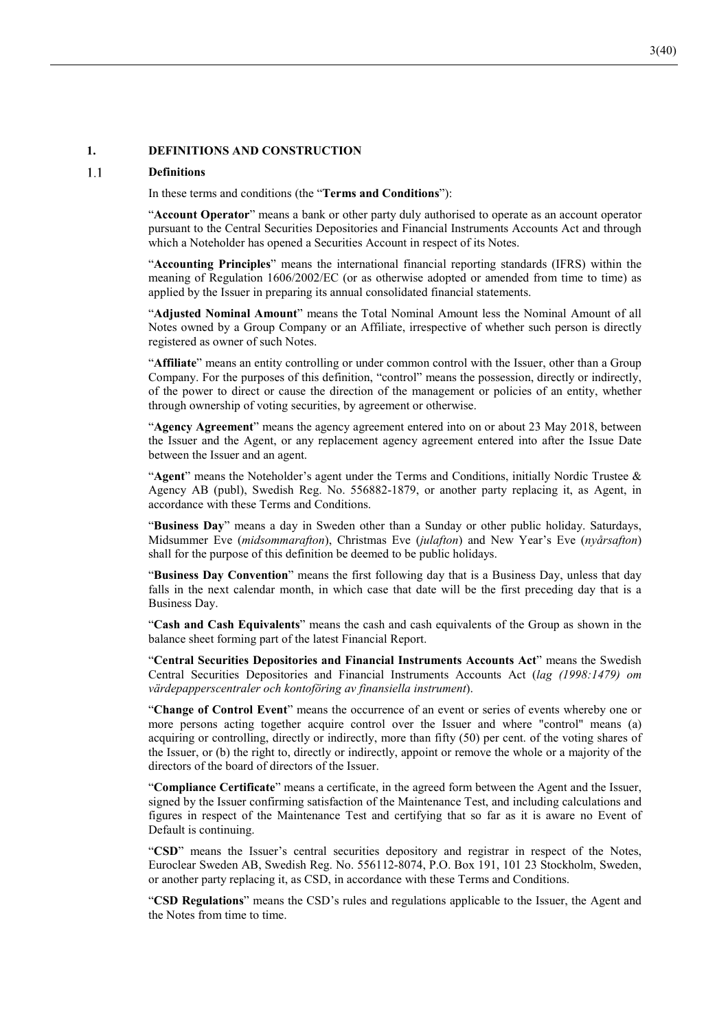# 1. DEFINITIONS AND CONSTRUCTION

## 1.1 Definitions

In these terms and conditions (the "**Terms and Conditions**"):

"**Account Operator**" means a bank or other party duly authorised to operate as an account operator pursuant to the Central Securities Depositories and Financial Instruments Accounts Act and through which a Noteholder has opened a Securities Account in respect of its Notes.

"**Accounting Principles**" means the international financial reporting standards (IFRS) within the meaning of Regulation 1606/2002/EC (or as otherwise adopted or amended from time to time) as applied by the Issuer in preparing its annual consolidated financial statements.

"**Adjusted Nominal Amount**" means the Total Nominal Amount less the Nominal Amount of all Notes owned by a Group Company or an Affiliate, irrespective of whether such person is directly registered as owner of such Notes.

"**Affiliate**" means an entity controlling or under common control with the Issuer, other than a Group Company. For the purposes of this definition, "control" means the possession, directly or indirectly, of the power to direct or cause the direction of the management or policies of an entity, whether through ownership of voting securities, by agreement or otherwise.

"**Agency Agreement**" means the agency agreement entered into on or about 23 May 2018, between the Issuer and the Agent, or any replacement agency agreement entered into after the Issue Date between the Issuer and an agent.

"**Agent**" means the Noteholder's agent under the Terms and Conditions, initially Nordic Trustee & Agency AB (publ), Swedish Reg. No. 556882-1879, or another party replacing it, as Agent, in accordance with these Terms and Conditions.

"**Business Day**" means a day in Sweden other than a Sunday or other public holiday. Saturdays, Midsummer Eve (*midsommarafton*), Christmas Eve (*julafton*) and New Year's Eve (*nyårsafton*) shall for the purpose of this definition be deemed to be public holidays.

"**Business Day Convention**" means the first following day that is a Business Day, unless that day falls in the next calendar month, in which case that date will be the first preceding day that is a Business Day.

"**Cash and Cash Equivalents**" means the cash and cash equivalents of the Group as shown in the balance sheet forming part of the latest Financial Report.

"**Central Securities Depositories and Financial Instruments Accounts Act**" means the Swedish Central Securities Depositories and Financial Instruments Accounts Act (*lag (1998:1479) om värdepapperscentraler och kontoföring av finansiella instrument*).

"**Change of Control Event**" means the occurrence of an event or series of events whereby one or more persons acting together acquire control over the Issuer and where "control" means (a) acquiring or controlling, directly or indirectly, more than fifty (50) per cent. of the voting shares of the Issuer, or (b) the right to, directly or indirectly, appoint or remove the whole or a majority of the directors of the board of directors of the Issuer.

"**Compliance Certificate**" means a certificate, in the agreed form between the Agent and the Issuer, signed by the Issuer confirming satisfaction of the Maintenance Test, and including calculations and figures in respect of the Maintenance Test and certifying that so far as it is aware no Event of Default is continuing.

"**CSD**" means the Issuer's central securities depository and registrar in respect of the Notes, Euroclear Sweden AB, Swedish Reg. No. 556112-8074, P.O. Box 191, 101 23 Stockholm, Sweden, or another party replacing it, as CSD, in accordance with these Terms and Conditions.

"**CSD Regulations**" means the CSD's rules and regulations applicable to the Issuer, the Agent and the Notes from time to time.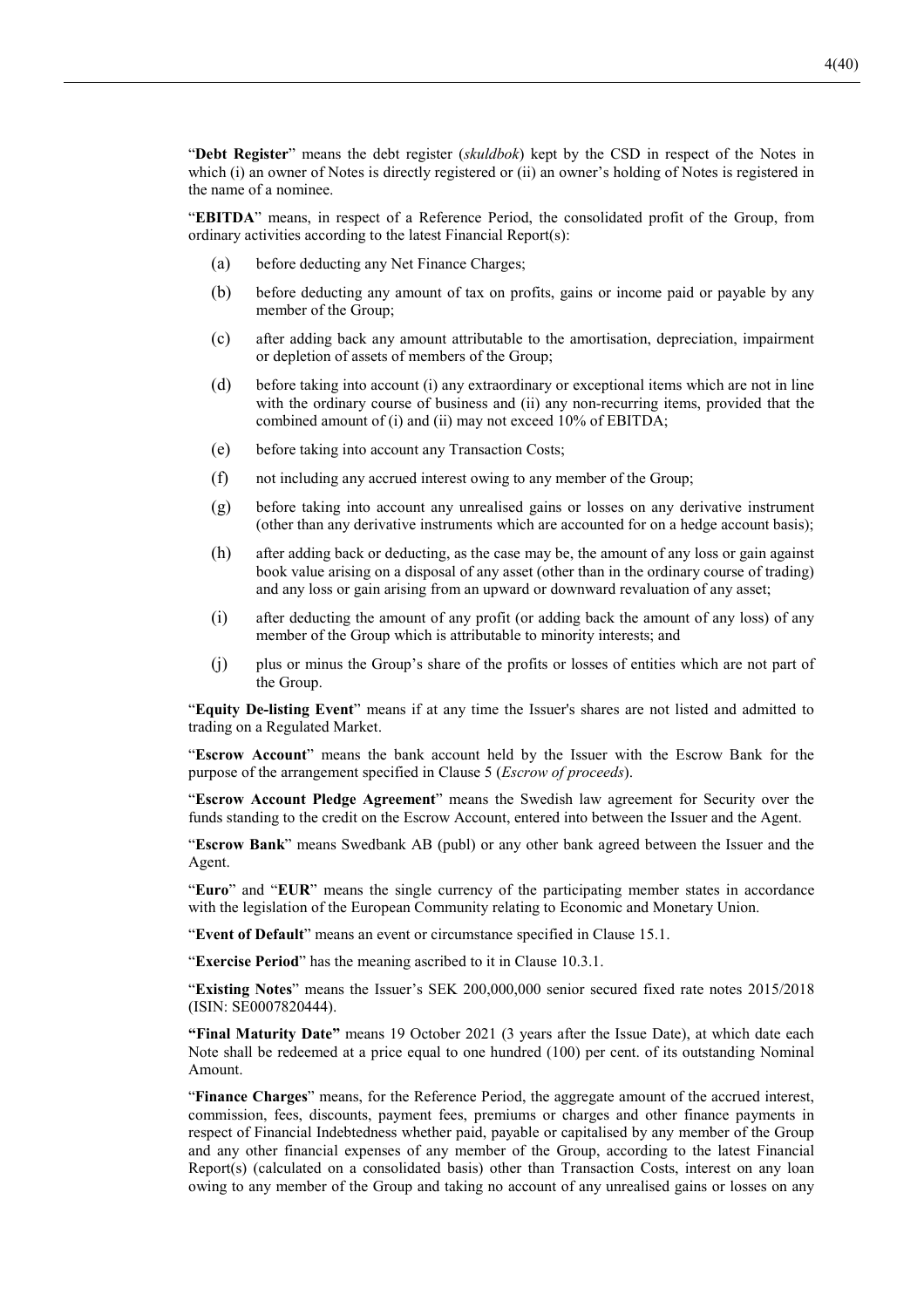"**Debt Register**" means the debt register (*skuldbok*) kept by the CSD in respect of the Notes in which (i) an owner of Notes is directly registered or (ii) an owner's holding of Notes is registered in the name of a nominee.

"**EBITDA**" means, in respect of a Reference Period, the consolidated profit of the Group, from ordinary activities according to the latest Financial Report(s):

(a) before deducting any Net Finance Charges;

(b) before deducting any amount of tax on profits, gains or income paid or payable by any member of the Group;

(c) after adding back any amount attributable to the amortisation, depreciation, impairment or depletion of assets of members of the Group;

(d) before taking into account (i) any extraordinary or exceptional items which are not in line with the ordinary course of business and (ii) any non-recurring items, provided that the combined amount of (i) and (ii) may not exceed 10% of EBITDA;

(e) before taking into account any Transaction Costs;

(f) not including any accrued interest owing to any member of the Group;

(g) before taking into account any unrealised gains or losses on any derivative instrument (other than any derivative instruments which are accounted for on a hedge account basis);

(h) after adding back or deducting, as the case may be, the amount of any loss or gain against book value arising on a disposal of any asset (other than in the ordinary course of trading) and any loss or gain arising from an upward or downward revaluation of any asset;

(i) after deducting the amount of any profit (or adding back the amount of any loss) of any member of the Group which is attributable to minority interests; and

(j) plus or minus the Group's share of the profits or losses of entities which are not part of the Group.

"**Equity De-listing Event**" means if at any time the Issuer's shares are not listed and admitted to trading on a Regulated Market.

"**Escrow Account**" means the bank account held by the Issuer with the Escrow Bank for the purpose of the arrangement specified in Clause 5 (*Escrow of proceeds*).

"**Escrow Account Pledge Agreement**" means the Swedish law agreement for Security over the funds standing to the credit on the Escrow Account, entered into between the Issuer and the Agent.

"**Escrow Bank**" means Swedbank AB (publ) or any other bank agreed between the Issuer and the Agent.

"**Euro**" and "**EUR**" means the single currency of the participating member states in accordance with the legislation of the European Community relating to Economic and Monetary Union.

"**Event of Default**" means an event or circumstance specified in Clause 15.1.

"**Exercise Period**" has the meaning ascribed to it in Clause 10.3.1.

"**Existing Notes**" means the Issuer's SEK 200,000,000 senior secured fixed rate notes 2015/2018 (ISIN: SE0007820444).

**"Final Maturity Date"** means 19 October 2021 (3 years after the Issue Date), at which date each Note shall be redeemed at a price equal to one hundred (100) per cent. of its outstanding Nominal Amount.

"**Finance Charges**" means, for the Reference Period, the aggregate amount of the accrued interest, commission, fees, discounts, payment fees, premiums or charges and other finance payments in respect of Financial Indebtedness whether paid, payable or capitalised by any member of the Group and any other financial expenses of any member of the Group, according to the latest Financial Report(s) (calculated on a consolidated basis) other than Transaction Costs, interest on any loan owing to any member of the Group and taking no account of any unrealised gains or losses on any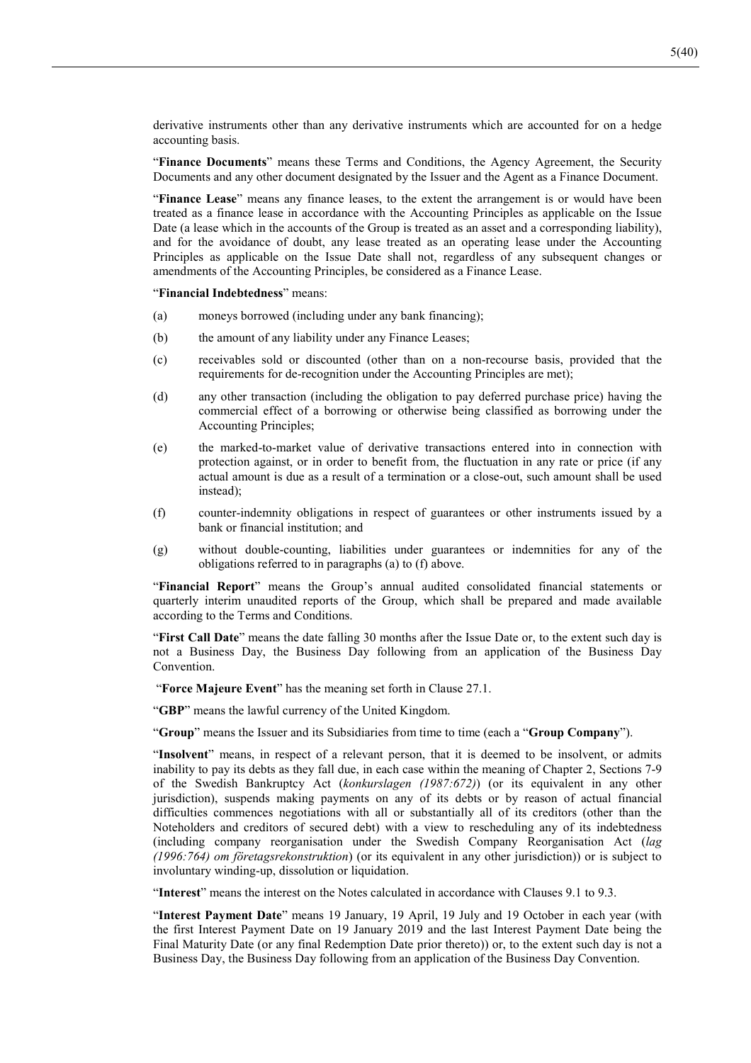derivative instruments other than any derivative instruments which are accounted for on a hedge accounting basis.

"**Finance Documents**" means these Terms and Conditions, the Agency Agreement, the Security Documents and any other document designated by the Issuer and the Agent as a Finance Document.

"**Finance Lease**" means any finance leases, to the extent the arrangement is or would have been treated as a finance lease in accordance with the Accounting Principles as applicable on the Issue Date (a lease which in the accounts of the Group is treated as an asset and a corresponding liability), and for the avoidance of doubt, any lease treated as an operating lease under the Accounting Principles as applicable on the Issue Date shall not, regardless of any subsequent changes or amendments of the Accounting Principles, be considered as a Finance Lease.

"**Financial Indebtedness**" means:

(a) moneys borrowed (including under any bank financing);

(b) the amount of any liability under any Finance Leases;

(c) receivables sold or discounted (other than on a non-recourse basis, provided that the requirements for de-recognition under the Accounting Principles are met);

(d) any other transaction (including the obligation to pay deferred purchase price) having the commercial effect of a borrowing or otherwise being classified as borrowing under the Accounting Principles;

(e) the marked-to-market value of derivative transactions entered into in connection with protection against, or in order to benefit from, the fluctuation in any rate or price (if any actual amount is due as a result of a termination or a close-out, such amount shall be used instead);

(f) counter-indemnity obligations in respect of guarantees or other instruments issued by a bank or financial institution; and

(g) without double-counting, liabilities under guarantees or indemnities for any of the obligations referred to in paragraphs (a) to (f) above.

"**Financial Report**" means the Group's annual audited consolidated financial statements or quarterly interim unaudited reports of the Group, which shall be prepared and made available according to the Terms and Conditions.

"**First Call Date**" means the date falling 30 months after the Issue Date or, to the extent such day is not a Business Day, the Business Day following from an application of the Business Day Convention.

"**Force Majeure Event**" has the meaning set forth in Clause 27.1.

"**GBP**" means the lawful currency of the United Kingdom.

"**Group**" means the Issuer and its Subsidiaries from time to time (each a "**Group Company**").

"**Insolvent**" means, in respect of a relevant person, that it is deemed to be insolvent, or admits inability to pay its debts as they fall due, in each case within the meaning of Chapter 2, Sections 7-9 of the Swedish Bankruptcy Act (*konkurslagen (1987:672)*) (or its equivalent in any other jurisdiction), suspends making payments on any of its debts or by reason of actual financial difficulties commences negotiations with all or substantially all of its creditors (other than the Noteholders and creditors of secured debt) with a view to rescheduling any of its indebtedness (including company reorganisation under the Swedish Company Reorganisation Act (*lag (1996:764) om företagsrekonstruktion*) (or its equivalent in any other jurisdiction)) or is subject to involuntary winding-up, dissolution or liquidation.

"**Interest**" means the interest on the Notes calculated in accordance with Clauses 9.1 to 9.3.

"**Interest Payment Date**" means 19 January, 19 April, 19 July and 19 October in each year (with the first Interest Payment Date on 19 January 2019 and the last Interest Payment Date being the Final Maturity Date (or any final Redemption Date prior thereto)) or, to the extent such day is not a Business Day, the Business Day following from an application of the Business Day Convention.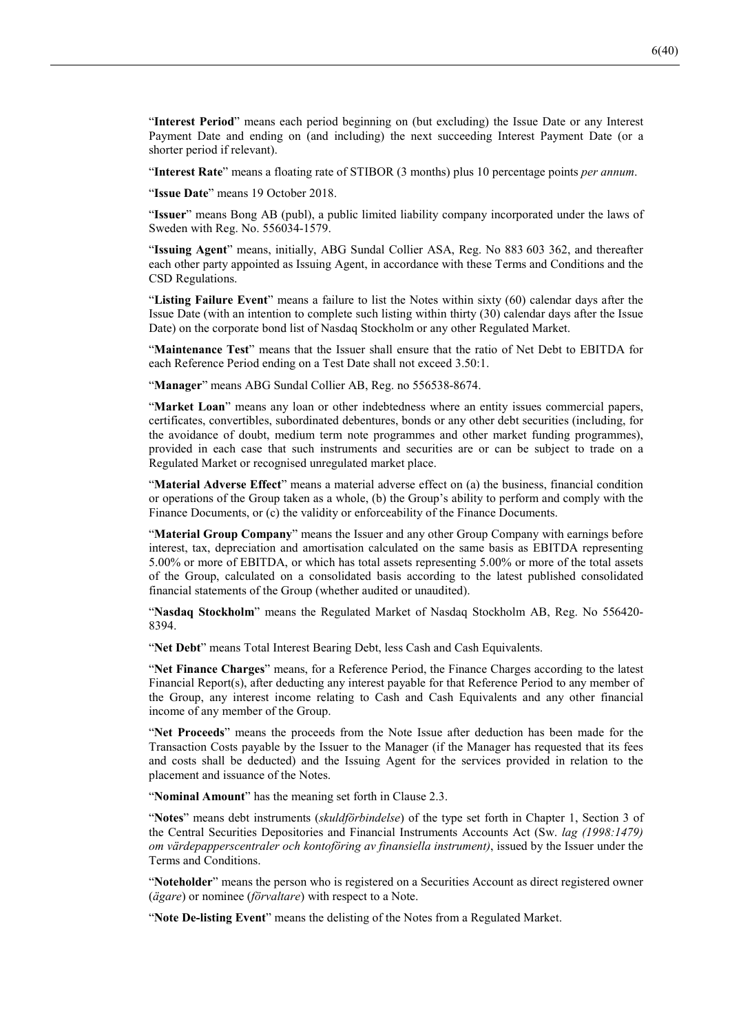"**Interest Period**" means each period beginning on (but excluding) the Issue Date or any Interest Payment Date and ending on (and including) the next succeeding Interest Payment Date (or a shorter period if relevant).

"**Interest Rate**" means a floating rate of STIBOR (3 months) plus 10 percentage points *per annum*.

"**Issue Date**" means 19 October 2018.

"**Issuer**" means Bong AB (publ), a public limited liability company incorporated under the laws of Sweden with Reg. No. 556034-1579.

"**Issuing Agent**" means, initially, ABG Sundal Collier ASA, Reg. No 883 603 362, and thereafter each other party appointed as Issuing Agent, in accordance with these Terms and Conditions and the CSD Regulations.

"**Listing Failure Event**" means a failure to list the Notes within sixty (60) calendar days after the Issue Date (with an intention to complete such listing within thirty (30) calendar days after the Issue Date) on the corporate bond list of Nasdaq Stockholm or any other Regulated Market.

"**Maintenance Test**" means that the Issuer shall ensure that the ratio of Net Debt to EBITDA for each Reference Period ending on a Test Date shall not exceed 3.50:1.

"**Manager**" means ABG Sundal Collier AB, Reg. no 556538-8674.

"**Market Loan**" means any loan or other indebtedness where an entity issues commercial papers, certificates, convertibles, subordinated debentures, bonds or any other debt securities (including, for the avoidance of doubt, medium term note programmes and other market funding programmes), provided in each case that such instruments and securities are or can be subject to trade on a Regulated Market or recognised unregulated market place.

"**Material Adverse Effect**" means a material adverse effect on (a) the business, financial condition or operations of the Group taken as a whole, (b) the Group's ability to perform and comply with the Finance Documents, or (c) the validity or enforceability of the Finance Documents.

"**Material Group Company**" means the Issuer and any other Group Company with earnings before interest, tax, depreciation and amortisation calculated on the same basis as EBITDA representing 5.00% or more of EBITDA, or which has total assets representing 5.00% or more of the total assets of the Group, calculated on a consolidated basis according to the latest published consolidated financial statements of the Group (whether audited or unaudited).

"**Nasdaq Stockholm**" means the Regulated Market of Nasdaq Stockholm AB, Reg. No 556420-8394.

"**Net Debt**" means Total Interest Bearing Debt, less Cash and Cash Equivalents.

"**Net Finance Charges**" means, for a Reference Period, the Finance Charges according to the latest Financial Report(s), after deducting any interest payable for that Reference Period to any member of the Group, any interest income relating to Cash and Cash Equivalents and any other financial income of any member of the Group.

"**Net Proceeds**" means the proceeds from the Note Issue after deduction has been made for the Transaction Costs payable by the Issuer to the Manager (if the Manager has requested that its fees and costs shall be deducted) and the Issuing Agent for the services provided in relation to the placement and issuance of the Notes.

"**Nominal Amount**" has the meaning set forth in Clause 2.3.

"**Notes**" means debt instruments (*skuldförbindelse*) of the type set forth in Chapter 1, Section 3 of the Central Securities Depositories and Financial Instruments Accounts Act (Sw. *lag (1998:1479) om värdepapperscentraler och kontoföring av finansiella instrument)*, issued by the Issuer under the Terms and Conditions.

"**Noteholder**" means the person who is registered on a Securities Account as direct registered owner (*ägare*) or nominee (*förvaltare*) with respect to a Note.

"**Note De-listing Event**" means the delisting of the Notes from a Regulated Market.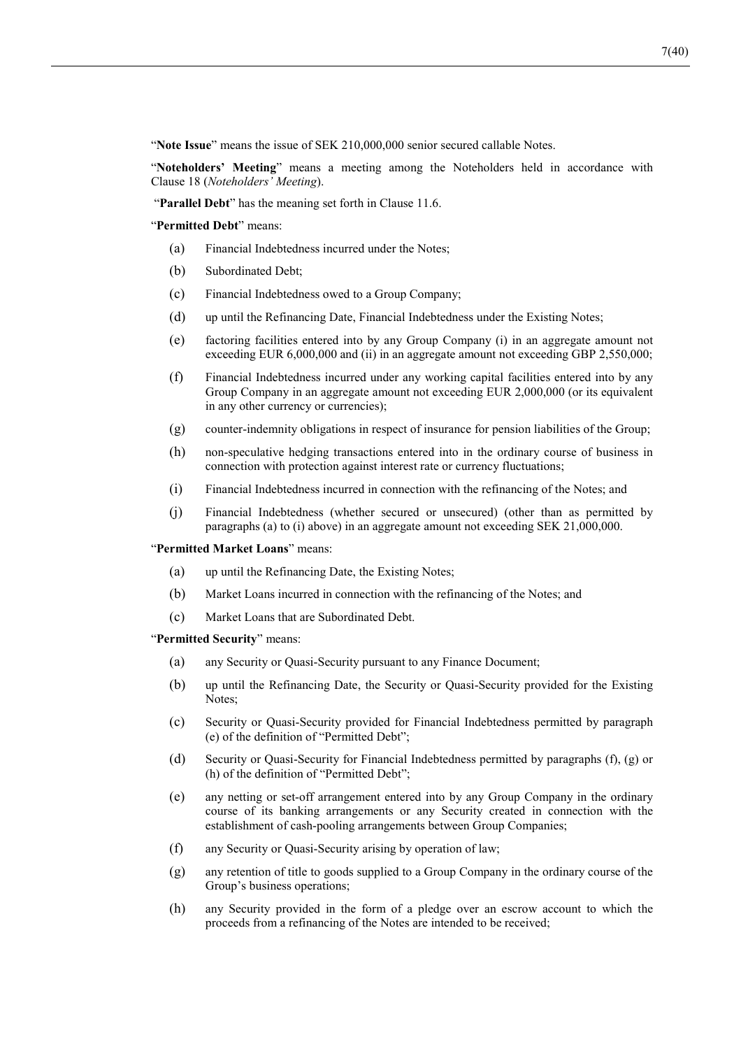"**Note Issue**" means the issue of SEK 210,000,000 senior secured callable Notes.

"**Noteholders' Meeting**" means a meeting among the Noteholders held in accordance with Clause 18 (*Noteholders' Meeting*).

"**Parallel Debt**" has the meaning set forth in Clause 11.6.

"**Permitted Debt**" means:

(a) Financial Indebtedness incurred under the Notes;

(b) Subordinated Debt;

(c) Financial Indebtedness owed to a Group Company;

(d) up until the Refinancing Date, Financial Indebtedness under the Existing Notes;

(e) factoring facilities entered into by any Group Company (i) in an aggregate amount not exceeding EUR 6,000,000 and (ii) in an aggregate amount not exceeding GBP 2,550,000;

(f) Financial Indebtedness incurred under any working capital facilities entered into by any Group Company in an aggregate amount not exceeding EUR 2,000,000 (or its equivalent in any other currency or currencies);

(g) counter-indemnity obligations in respect of insurance for pension liabilities of the Group;

(h) non-speculative hedging transactions entered into in the ordinary course of business in connection with protection against interest rate or currency fluctuations;

(i) Financial Indebtedness incurred in connection with the refinancing of the Notes; and

(j) Financial Indebtedness (whether secured or unsecured) (other than as permitted by paragraphs (a) to (i) above) in an aggregate amount not exceeding SEK 21,000,000.

"**Permitted Market Loans**" means:

(a) up until the Refinancing Date, the Existing Notes;

(b) Market Loans incurred in connection with the refinancing of the Notes; and

(c) Market Loans that are Subordinated Debt.

"**Permitted Security**" means:

(a) any Security or Quasi-Security pursuant to any Finance Document;

(b) up until the Refinancing Date, the Security or Quasi-Security provided for the Existing Notes;

(c) Security or Quasi-Security provided for Financial Indebtedness permitted by paragraph (e) of the definition of "Permitted Debt";

(d) Security or Quasi-Security for Financial Indebtedness permitted by paragraphs (f), (g) or (h) of the definition of "Permitted Debt";

(e) any netting or set-off arrangement entered into by any Group Company in the ordinary course of its banking arrangements or any Security created in connection with the establishment of cash-pooling arrangements between Group Companies;

(f) any Security or Quasi-Security arising by operation of law;

(g) any retention of title to goods supplied to a Group Company in the ordinary course of the Group's business operations;

(h) any Security provided in the form of a pledge over an escrow account to which the proceeds from a refinancing of the Notes are intended to be received;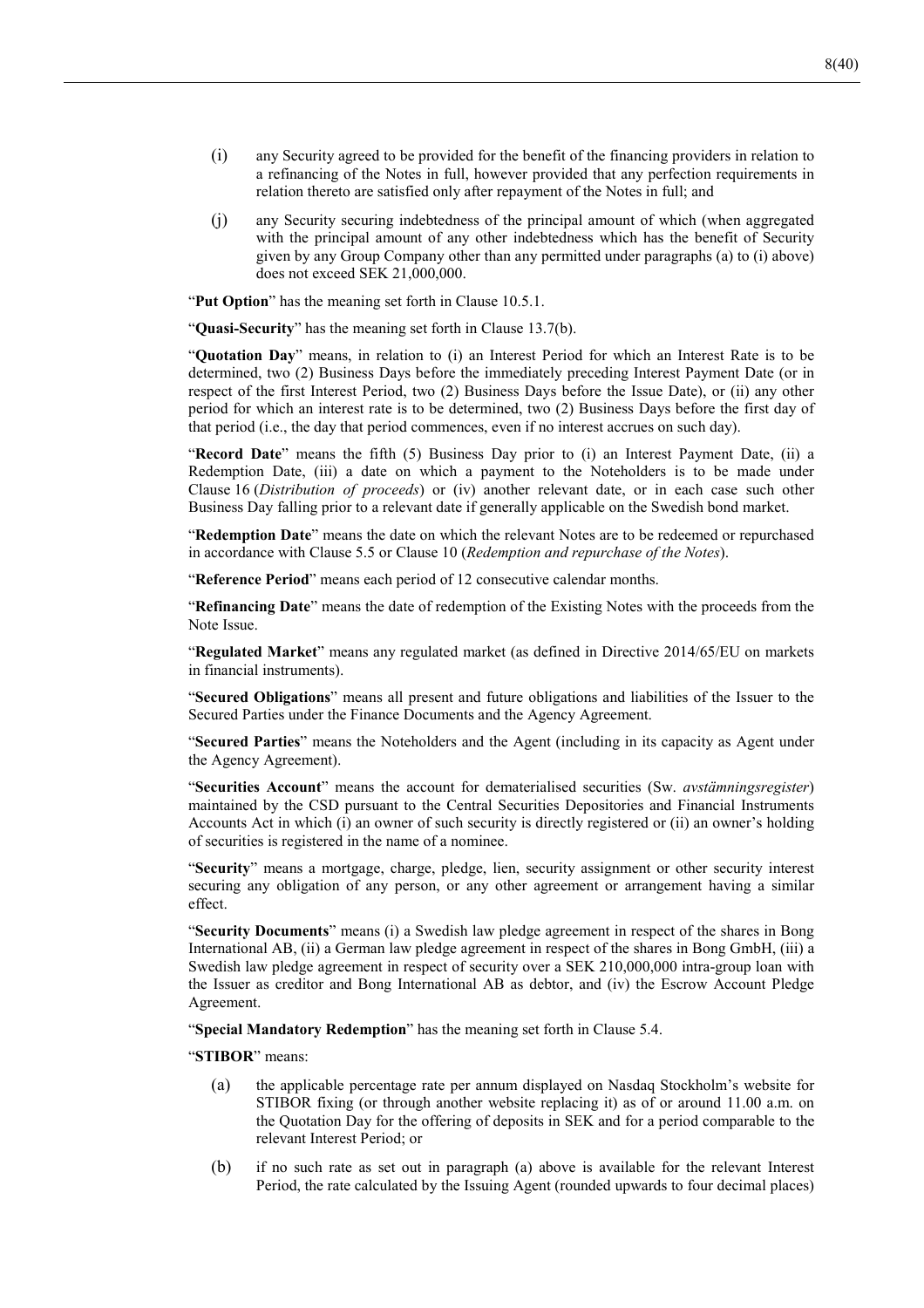(i) any Security agreed to be provided for the benefit of the financing providers in relation to a refinancing of the Notes in full, however provided that any perfection requirements in relation thereto are satisfied only after repayment of the Notes in full; and

(j) any Security securing indebtedness of the principal amount of which (when aggregated with the principal amount of any other indebtedness which has the benefit of Security given by any Group Company other than any permitted under paragraphs (a) to (i) above) does not exceed SEK 21,000,000.

"**Put Option**" has the meaning set forth in Clause 10.5.1.

"**Quasi-Security**" has the meaning set forth in Clause 13.7(b).

"**Quotation Day**" means, in relation to (i) an Interest Period for which an Interest Rate is to be determined, two (2) Business Days before the immediately preceding Interest Payment Date (or in respect of the first Interest Period, two (2) Business Days before the Issue Date), or (ii) any other period for which an interest rate is to be determined, two (2) Business Days before the first day of that period (i.e., the day that period commences, even if no interest accrues on such day).

"**Record Date**" means the fifth (5) Business Day prior to (i) an Interest Payment Date, (ii) a Redemption Date, (iii) a date on which a payment to the Noteholders is to be made under Clause 16 (*Distribution of proceeds*) or (iv) another relevant date, or in each case such other Business Day falling prior to a relevant date if generally applicable on the Swedish bond market.

"**Redemption Date**" means the date on which the relevant Notes are to be redeemed or repurchased in accordance with Clause 5.5 or Clause 10 (*Redemption and repurchase of the Notes*).

"**Reference Period**" means each period of 12 consecutive calendar months.

"**Refinancing Date**" means the date of redemption of the Existing Notes with the proceeds from the Note Issue.

"**Regulated Market**" means any regulated market (as defined in Directive 2014/65/EU on markets in financial instruments).

"**Secured Obligations**" means all present and future obligations and liabilities of the Issuer to the Secured Parties under the Finance Documents and the Agency Agreement.

"**Secured Parties**" means the Noteholders and the Agent (including in its capacity as Agent under the Agency Agreement).

"**Securities Account**" means the account for dematerialised securities (Sw. *avstämningsregister*) maintained by the CSD pursuant to the Central Securities Depositories and Financial Instruments Accounts Act in which (i) an owner of such security is directly registered or (ii) an owner's holding of securities is registered in the name of a nominee.

"**Security**" means a mortgage, charge, pledge, lien, security assignment or other security interest securing any obligation of any person, or any other agreement or arrangement having a similar effect.

"**Security Documents**" means (i) a Swedish law pledge agreement in respect of the shares in Bong International AB, (ii) a German law pledge agreement in respect of the shares in Bong GmbH, (iii) a Swedish law pledge agreement in respect of security over a SEK 210,000,000 intra-group loan with the Issuer as creditor and Bong International AB as debtor, and (iv) the Escrow Account Pledge Agreement.

"**Special Mandatory Redemption**" has the meaning set forth in Clause 5.4.

"**STIBOR**" means:

(a) the applicable percentage rate per annum displayed on Nasdaq Stockholm's website for STIBOR fixing (or through another website replacing it) as of or around 11.00 a.m. on the Quotation Day for the offering of deposits in SEK and for a period comparable to the relevant Interest Period; or

(b) if no such rate as set out in paragraph (a) above is available for the relevant Interest Period, the rate calculated by the Issuing Agent (rounded upwards to four decimal places)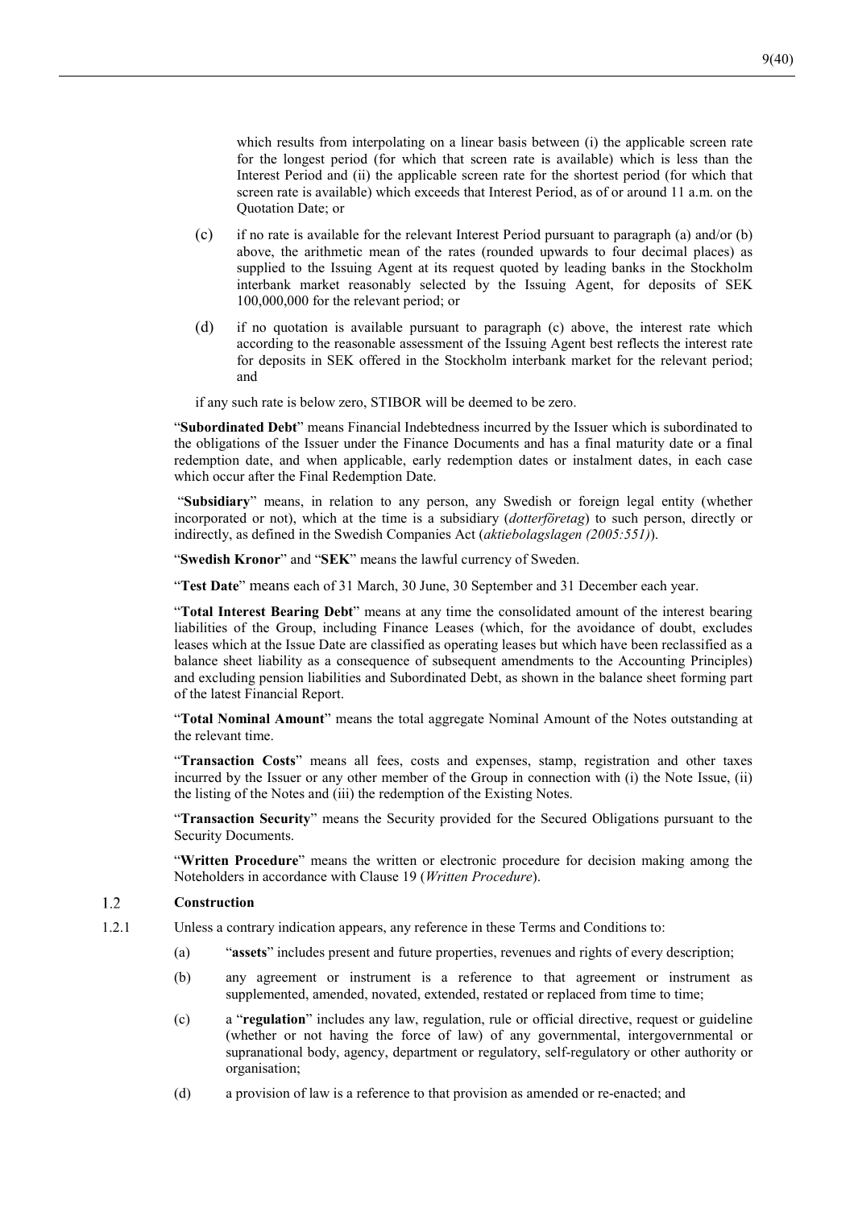which results from interpolating on a linear basis between (i) the applicable screen rate for the longest period (for which that screen rate is available) which is less than the Interest Period and (ii) the applicable screen rate for the shortest period (for which that screen rate is available) which exceeds that Interest Period, as of or around 11 a.m. on the Quotation Date; or

(c) if no rate is available for the relevant Interest Period pursuant to paragraph (a) and/or (b) above, the arithmetic mean of the rates (rounded upwards to four decimal places) as supplied to the Issuing Agent at its request quoted by leading banks in the Stockholm interbank market reasonably selected by the Issuing Agent, for deposits of SEK 100,000,000 for the relevant period; or

(d) if no quotation is available pursuant to paragraph (c) above, the interest rate which according to the reasonable assessment of the Issuing Agent best reflects the interest rate for deposits in SEK offered in the Stockholm interbank market for the relevant period; and

if any such rate is below zero, STIBOR will be deemed to be zero.

"**Subordinated Debt**" means Financial Indebtedness incurred by the Issuer which is subordinated to the obligations of the Issuer under the Finance Documents and has a final maturity date or a final redemption date, and when applicable, early redemption dates or instalment dates, in each case which occur after the Final Redemption Date.

"**Subsidiary**" means, in relation to any person, any Swedish or foreign legal entity (whether incorporated or not), which at the time is a subsidiary (*dotterföretag*) to such person, directly or indirectly, as defined in the Swedish Companies Act (*aktiebolagslagen (2005:551)*).

"**Swedish Kronor**" and "**SEK**" means the lawful currency of Sweden.

"**Test Date**" means each of 31 March, 30 June, 30 September and 31 December each year.

"**Total Interest Bearing Debt**" means at any time the consolidated amount of the interest bearing liabilities of the Group, including Finance Leases (which, for the avoidance of doubt, excludes leases which at the Issue Date are classified as operating leases but which have been reclassified as a balance sheet liability as a consequence of subsequent amendments to the Accounting Principles) and excluding pension liabilities and Subordinated Debt, as shown in the balance sheet forming part of the latest Financial Report.

"**Total Nominal Amount**" means the total aggregate Nominal Amount of the Notes outstanding at the relevant time.

"**Transaction Costs**" means all fees, costs and expenses, stamp, registration and other taxes incurred by the Issuer or any other member of the Group in connection with (i) the Note Issue, (ii) the listing of the Notes and (iii) the redemption of the Existing Notes.

"**Transaction Security**" means the Security provided for the Secured Obligations pursuant to the Security Documents.

"**Written Procedure**" means the written or electronic procedure for decision making among the Noteholders in accordance with Clause 19 (*Written Procedure*).

### 1.2 Construction

1.2.1 Unless a contrary indication appears, any reference in these Terms and Conditions to:

(a) "**assets**" includes present and future properties, revenues and rights of every description;

(b) any agreement or instrument is a reference to that agreement or instrument as supplemented, amended, novated, extended, restated or replaced from time to time;

(c) a "**regulation**" includes any law, regulation, rule or official directive, request or guideline (whether or not having the force of law) of any governmental, intergovernmental or supranational body, agency, department or regulatory, self-regulatory or other authority or organisation;

(d) a provision of law is a reference to that provision as amended or re-enacted; and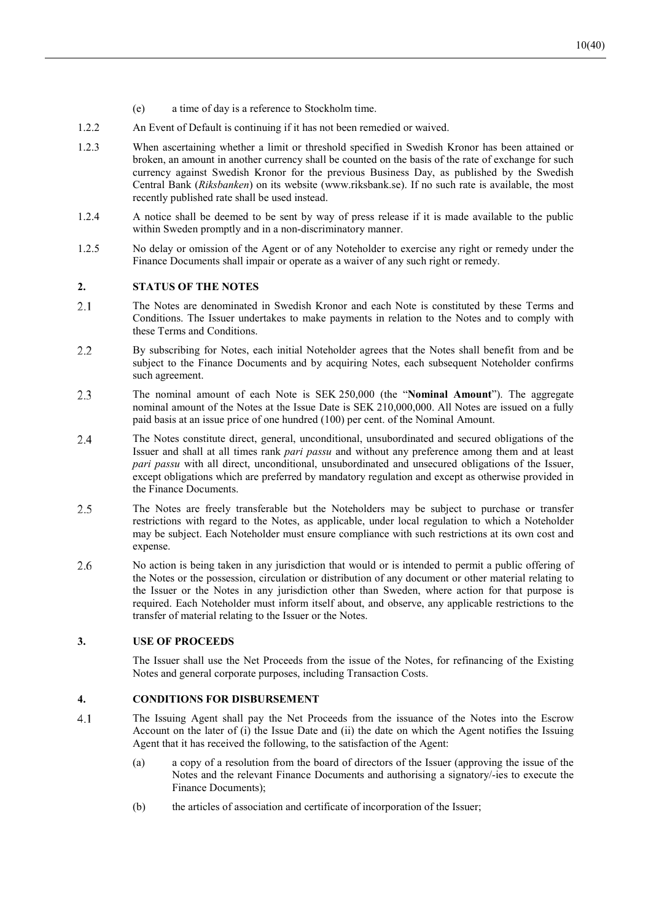(e) a time of day is a reference to Stockholm time.

1.2.2 An Event of Default is continuing if it has not been remedied or waived.

1.2.3 When ascertaining whether a limit or threshold specified in Swedish Kronor has been attained or broken, an amount in another currency shall be counted on the basis of the rate of exchange for such currency against Swedish Kronor for the previous Business Day, as published by the Swedish Central Bank (*Riksbanken*) on its website (www.riksbank.se). If no such rate is available, the most recently published rate shall be used instead.

1.2.4 A notice shall be deemed to be sent by way of press release if it is made available to the public within Sweden promptly and in a non-discriminatory manner.

1.2.5 No delay or omission of the Agent or of any Noteholder to exercise any right or remedy under the Finance Documents shall impair or operate as a waiver of any such right or remedy.

## 2. STATUS OF THE NOTES

2.1 The Notes are denominated in Swedish Kronor and each Note is constituted by these Terms and Conditions. The Issuer undertakes to make payments in relation to the Notes and to comply with these Terms and Conditions.

2.2 By subscribing for Notes, each initial Noteholder agrees that the Notes shall benefit from and be subject to the Finance Documents and by acquiring Notes, each subsequent Noteholder confirms such agreement.

2.3 The nominal amount of each Note is SEK 250,000 (the "**Nominal Amount**"). The aggregate nominal amount of the Notes at the Issue Date is SEK 210,000,000. All Notes are issued on a fully paid basis at an issue price of one hundred (100) per cent. of the Nominal Amount.

2.4 The Notes constitute direct, general, unconditional, unsubordinated and secured obligations of the Issuer and shall at all times rank *pari passu* and without any preference among them and at least *pari passu* with all direct, unconditional, unsubordinated and unsecured obligations of the Issuer, except obligations which are preferred by mandatory regulation and except as otherwise provided in the Finance Documents.

2.5 The Notes are freely transferable but the Noteholders may be subject to purchase or transfer restrictions with regard to the Notes, as applicable, under local regulation to which a Noteholder may be subject. Each Noteholder must ensure compliance with such restrictions at its own cost and expense.

2.6 No action is being taken in any jurisdiction that would or is intended to permit a public offering of the Notes or the possession, circulation or distribution of any document or other material relating to the Issuer or the Notes in any jurisdiction other than Sweden, where action for that purpose is required. Each Noteholder must inform itself about, and observe, any applicable restrictions to the transfer of material relating to the Issuer or the Notes.

## 3. USE OF PROCEEDS

The Issuer shall use the Net Proceeds from the issue of the Notes, for refinancing of the Existing Notes and general corporate purposes, including Transaction Costs.

## 4. CONDITIONS FOR DISBURSEMENT

4.1 The Issuing Agent shall pay the Net Proceeds from the issuance of the Notes into the Escrow Account on the later of (i) the Issue Date and (ii) the date on which the Agent notifies the Issuing Agent that it has received the following, to the satisfaction of the Agent:

(a) a copy of a resolution from the board of directors of the Issuer (approving the issue of the Notes and the relevant Finance Documents and authorising a signatory/-ies to execute the Finance Documents);

(b) the articles of association and certificate of incorporation of the Issuer;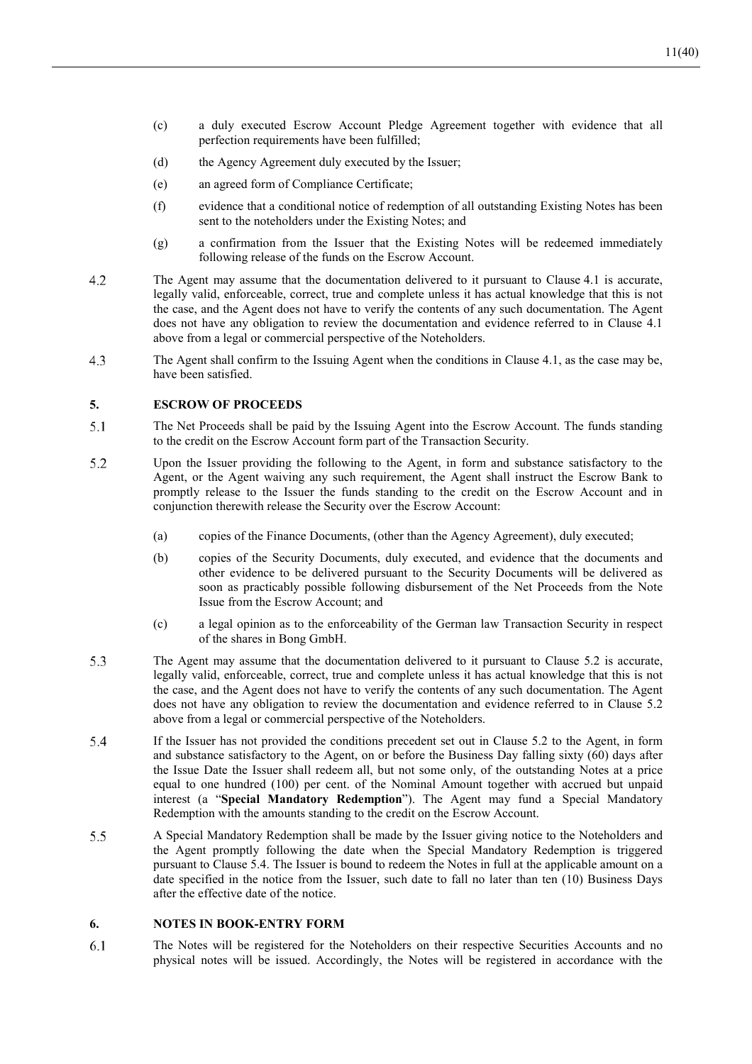(c) a duly executed Escrow Account Pledge Agreement together with evidence that all perfection requirements have been fulfilled;

(d) the Agency Agreement duly executed by the Issuer;

(e) an agreed form of Compliance Certificate;

(f) evidence that a conditional notice of redemption of all outstanding Existing Notes has been sent to the noteholders under the Existing Notes; and

(g) a confirmation from the Issuer that the Existing Notes will be redeemed immediately following release of the funds on the Escrow Account.

4.2 The Agent may assume that the documentation delivered to it pursuant to Clause 4.1 is accurate, legally valid, enforceable, correct, true and complete unless it has actual knowledge that this is not the case, and the Agent does not have to verify the contents of any such documentation. The Agent does not have any obligation to review the documentation and evidence referred to in Clause 4.1 above from a legal or commercial perspective of the Noteholders.

4.3 The Agent shall confirm to the Issuing Agent when the conditions in Clause 4.1, as the case may be, have been satisfied.

## 5. ESCROW OF PROCEEDS

5.1 The Net Proceeds shall be paid by the Issuing Agent into the Escrow Account. The funds standing to the credit on the Escrow Account form part of the Transaction Security.

5.2 Upon the Issuer providing the following to the Agent, in form and substance satisfactory to the Agent, or the Agent waiving any such requirement, the Agent shall instruct the Escrow Bank to promptly release to the Issuer the funds standing to the credit on the Escrow Account and in conjunction therewith release the Security over the Escrow Account:

(a) copies of the Finance Documents, (other than the Agency Agreement), duly executed;

(b) copies of the Security Documents, duly executed, and evidence that the documents and other evidence to be delivered pursuant to the Security Documents will be delivered as soon as practicably possible following disbursement of the Net Proceeds from the Note Issue from the Escrow Account; and

(c) a legal opinion as to the enforceability of the German law Transaction Security in respect of the shares in Bong GmbH.

5.3 The Agent may assume that the documentation delivered to it pursuant to Clause 5.2 is accurate, legally valid, enforceable, correct, true and complete unless it has actual knowledge that this is not the case, and the Agent does not have to verify the contents of any such documentation. The Agent does not have any obligation to review the documentation and evidence referred to in Clause 5.2 above from a legal or commercial perspective of the Noteholders.

5.4 If the Issuer has not provided the conditions precedent set out in Clause 5.2 to the Agent, in form and substance satisfactory to the Agent, on or before the Business Day falling sixty (60) days after the Issue Date the Issuer shall redeem all, but not some only, of the outstanding Notes at a price equal to one hundred (100) per cent. of the Nominal Amount together with accrued but unpaid interest (a "**Special Mandatory Redemption**"). The Agent may fund a Special Mandatory Redemption with the amounts standing to the credit on the Escrow Account.

5.5 A Special Mandatory Redemption shall be made by the Issuer giving notice to the Noteholders and the Agent promptly following the date when the Special Mandatory Redemption is triggered pursuant to Clause 5.4. The Issuer is bound to redeem the Notes in full at the applicable amount on a date specified in the notice from the Issuer, such date to fall no later than ten (10) Business Days after the effective date of the notice.

## 6. NOTES IN BOOK-ENTRY FORM

6.1 The Notes will be registered for the Noteholders on their respective Securities Accounts and no physical notes will be issued. Accordingly, the Notes will be registered in accordance with the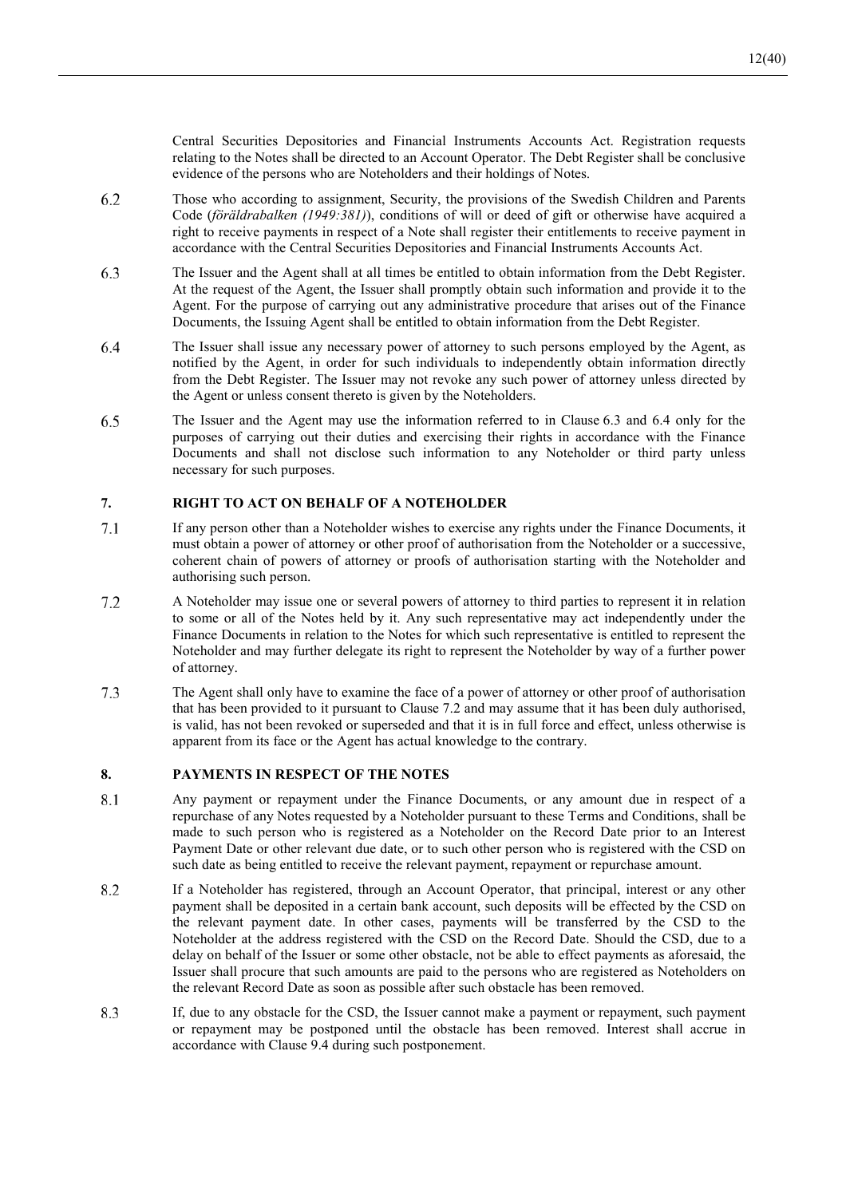Central Securities Depositories and Financial Instruments Accounts Act. Registration requests relating to the Notes shall be directed to an Account Operator. The Debt Register shall be conclusive evidence of the persons who are Noteholders and their holdings of Notes.

6.2 Those who according to assignment, Security, the provisions of the Swedish Children and Parents Code (*föräldrabalken (1949:381)*), conditions of will or deed of gift or otherwise have acquired a right to receive payments in respect of a Note shall register their entitlements to receive payment in accordance with the Central Securities Depositories and Financial Instruments Accounts Act.

6.3 The Issuer and the Agent shall at all times be entitled to obtain information from the Debt Register. At the request of the Agent, the Issuer shall promptly obtain such information and provide it to the Agent. For the purpose of carrying out any administrative procedure that arises out of the Finance Documents, the Issuing Agent shall be entitled to obtain information from the Debt Register.

6.4 The Issuer shall issue any necessary power of attorney to such persons employed by the Agent, as notified by the Agent, in order for such individuals to independently obtain information directly from the Debt Register. The Issuer may not revoke any such power of attorney unless directed by the Agent or unless consent thereto is given by the Noteholders.

6.5 The Issuer and the Agent may use the information referred to in Clause 6.3 and 6.4 only for the purposes of carrying out their duties and exercising their rights in accordance with the Finance Documents and shall not disclose such information to any Noteholder or third party unless necessary for such purposes.

## 7. RIGHT TO ACT ON BEHALF OF A NOTEHOLDER

7.1 If any person other than a Noteholder wishes to exercise any rights under the Finance Documents, it must obtain a power of attorney or other proof of authorisation from the Noteholder or a successive, coherent chain of powers of attorney or proofs of authorisation starting with the Noteholder and authorising such person.

7.2 A Noteholder may issue one or several powers of attorney to third parties to represent it in relation to some or all of the Notes held by it. Any such representative may act independently under the Finance Documents in relation to the Notes for which such representative is entitled to represent the Noteholder and may further delegate its right to represent the Noteholder by way of a further power of attorney.

7.3 The Agent shall only have to examine the face of a power of attorney or other proof of authorisation that has been provided to it pursuant to Clause 7.2 and may assume that it has been duly authorised, is valid, has not been revoked or superseded and that it is in full force and effect, unless otherwise is apparent from its face or the Agent has actual knowledge to the contrary.

## 8. PAYMENTS IN RESPECT OF THE NOTES

8.1 Any payment or repayment under the Finance Documents, or any amount due in respect of a repurchase of any Notes requested by a Noteholder pursuant to these Terms and Conditions, shall be made to such person who is registered as a Noteholder on the Record Date prior to an Interest Payment Date or other relevant due date, or to such other person who is registered with the CSD on such date as being entitled to receive the relevant payment, repayment or repurchase amount.

8.2 If a Noteholder has registered, through an Account Operator, that principal, interest or any other payment shall be deposited in a certain bank account, such deposits will be effected by the CSD on the relevant payment date. In other cases, payments will be transferred by the CSD to the Noteholder at the address registered with the CSD on the Record Date. Should the CSD, due to a delay on behalf of the Issuer or some other obstacle, not be able to effect payments as aforesaid, the Issuer shall procure that such amounts are paid to the persons who are registered as Noteholders on the relevant Record Date as soon as possible after such obstacle has been removed.

8.3 If, due to any obstacle for the CSD, the Issuer cannot make a payment or repayment, such payment or repayment may be postponed until the obstacle has been removed. Interest shall accrue in accordance with Clause 9.4 during such postponement.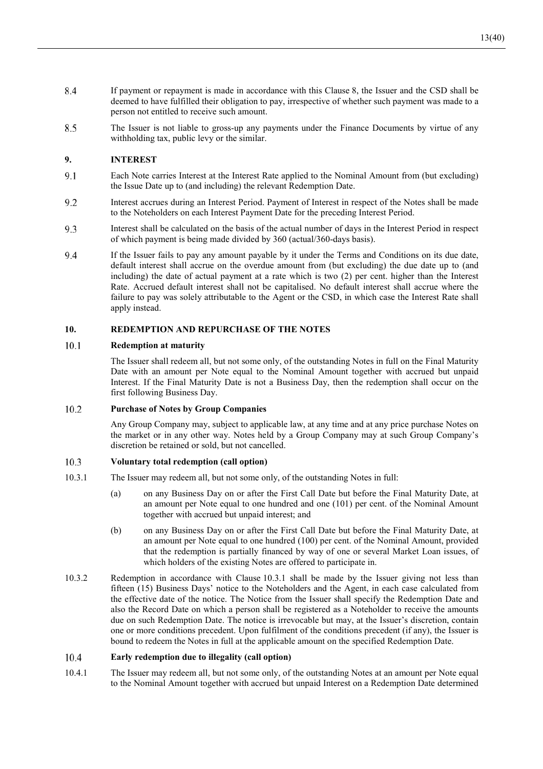8.4 If payment or repayment is made in accordance with this Clause 8, the Issuer and the CSD shall be deemed to have fulfilled their obligation to pay, irrespective of whether such payment was made to a person not entitled to receive such amount.

8.5 The Issuer is not liable to gross-up any payments under the Finance Documents by virtue of any withholding tax, public levy or the similar.

## 9. INTEREST

9.1 Each Note carries Interest at the Interest Rate applied to the Nominal Amount from (but excluding) the Issue Date up to (and including) the relevant Redemption Date.

9.2 Interest accrues during an Interest Period. Payment of Interest in respect of the Notes shall be made to the Noteholders on each Interest Payment Date for the preceding Interest Period.

9.3 Interest shall be calculated on the basis of the actual number of days in the Interest Period in respect of which payment is being made divided by 360 (actual/360-days basis).

9.4 If the Issuer fails to pay any amount payable by it under the Terms and Conditions on its due date, default interest shall accrue on the overdue amount from (but excluding) the due date up to (and including) the date of actual payment at a rate which is two (2) per cent. higher than the Interest Rate. Accrued default interest shall not be capitalised. No default interest shall accrue where the failure to pay was solely attributable to the Agent or the CSD, in which case the Interest Rate shall apply instead.

## 10. REDEMPTION AND REPURCHASE OF THE NOTES

### 10.1 Redemption at maturity

The Issuer shall redeem all, but not some only, of the outstanding Notes in full on the Final Maturity Date with an amount per Note equal to the Nominal Amount together with accrued but unpaid Interest. If the Final Maturity Date is not a Business Day, then the redemption shall occur on the first following Business Day.

### 10.2 Purchase of Notes by Group Companies

Any Group Company may, subject to applicable law, at any time and at any price purchase Notes on the market or in any other way. Notes held by a Group Company may at such Group Company's discretion be retained or sold, but not cancelled.

### 10.3 Voluntary total redemption (call option)

10.3.1 The Issuer may redeem all, but not some only, of the outstanding Notes in full:

(a) on any Business Day on or after the First Call Date but before the Final Maturity Date, at an amount per Note equal to one hundred and one (101) per cent. of the Nominal Amount together with accrued but unpaid interest; and

(b) on any Business Day on or after the First Call Date but before the Final Maturity Date, at an amount per Note equal to one hundred (100) per cent. of the Nominal Amount, provided that the redemption is partially financed by way of one or several Market Loan issues, of which holders of the existing Notes are offered to participate in.

10.3.2 Redemption in accordance with Clause 10.3.1 shall be made by the Issuer giving not less than fifteen (15) Business Days' notice to the Noteholders and the Agent, in each case calculated from the effective date of the notice. The Notice from the Issuer shall specify the Redemption Date and also the Record Date on which a person shall be registered as a Noteholder to receive the amounts due on such Redemption Date. The notice is irrevocable but may, at the Issuer's discretion, contain one or more conditions precedent. Upon fulfilment of the conditions precedent (if any), the Issuer is bound to redeem the Notes in full at the applicable amount on the specified Redemption Date.

### 10.4 Early redemption due to illegality (call option)

10.4.1 The Issuer may redeem all, but not some only, of the outstanding Notes at an amount per Note equal to the Nominal Amount together with accrued but unpaid Interest on a Redemption Date determined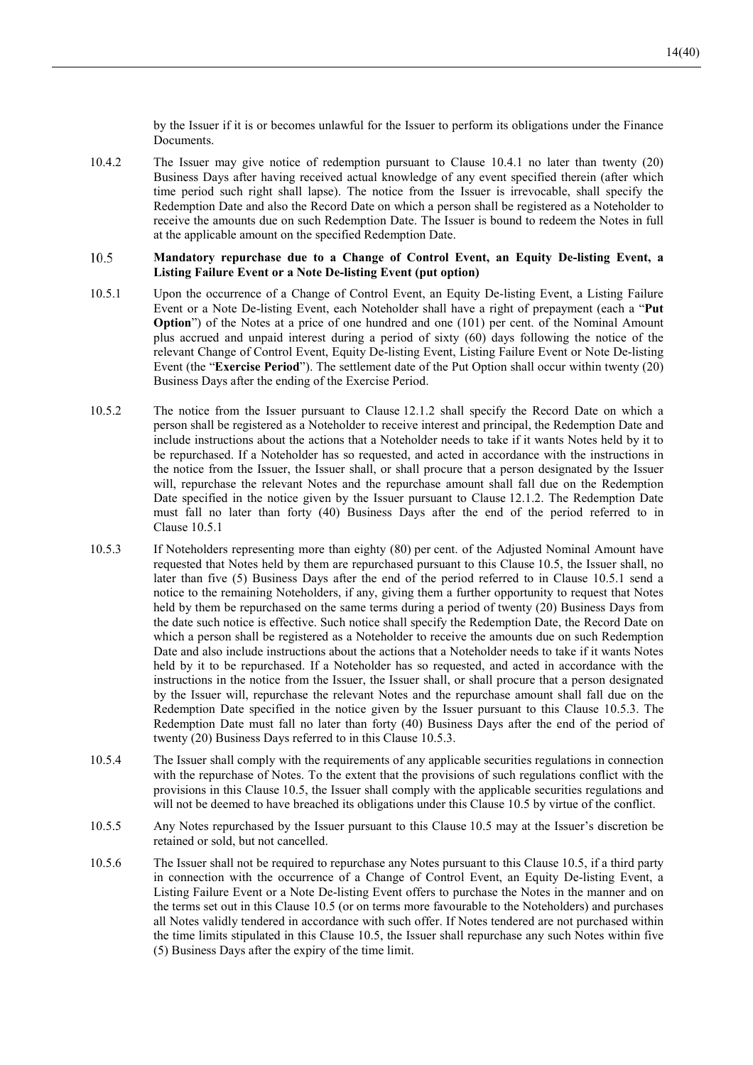by the Issuer if it is or becomes unlawful for the Issuer to perform its obligations under the Finance Documents.

10.4.2 The Issuer may give notice of redemption pursuant to Clause 10.4.1 no later than twenty (20) Business Days after having received actual knowledge of any event specified therein (after which time period such right shall lapse). The notice from the Issuer is irrevocable, shall specify the Redemption Date and also the Record Date on which a person shall be registered as a Noteholder to receive the amounts due on such Redemption Date. The Issuer is bound to redeem the Notes in full at the applicable amount on the specified Redemption Date.

### 10.5 Mandatory repurchase due to a Change of Control Event, an Equity De-listing Event, a Listing Failure Event or a Note De-listing Event (put option)

10.5.1 Upon the occurrence of a Change of Control Event, an Equity De-listing Event, a Listing Failure Event or a Note De-listing Event, each Noteholder shall have a right of prepayment (each a "**Put Option**") of the Notes at a price of one hundred and one (101) per cent. of the Nominal Amount plus accrued and unpaid interest during a period of sixty (60) days following the notice of the relevant Change of Control Event, Equity De-listing Event, Listing Failure Event or Note De-listing Event (the "**Exercise Period**"). The settlement date of the Put Option shall occur within twenty (20) Business Days after the ending of the Exercise Period.

10.5.2 The notice from the Issuer pursuant to Clause 12.1.2 shall specify the Record Date on which a person shall be registered as a Noteholder to receive interest and principal, the Redemption Date and include instructions about the actions that a Noteholder needs to take if it wants Notes held by it to be repurchased. If a Noteholder has so requested, and acted in accordance with the instructions in the notice from the Issuer, the Issuer shall, or shall procure that a person designated by the Issuer will, repurchase the relevant Notes and the repurchase amount shall fall due on the Redemption Date specified in the notice given by the Issuer pursuant to Clause 12.1.2. The Redemption Date must fall no later than forty (40) Business Days after the end of the period referred to in Clause 10.5.1

10.5.3 If Noteholders representing more than eighty (80) per cent. of the Adjusted Nominal Amount have requested that Notes held by them are repurchased pursuant to this Clause 10.5, the Issuer shall, no later than five (5) Business Days after the end of the period referred to in Clause 10.5.1 send a notice to the remaining Noteholders, if any, giving them a further opportunity to request that Notes held by them be repurchased on the same terms during a period of twenty (20) Business Days from the date such notice is effective. Such notice shall specify the Redemption Date, the Record Date on which a person shall be registered as a Noteholder to receive the amounts due on such Redemption Date and also include instructions about the actions that a Noteholder needs to take if it wants Notes held by it to be repurchased. If a Noteholder has so requested, and acted in accordance with the instructions in the notice from the Issuer, the Issuer shall, or shall procure that a person designated by the Issuer will, repurchase the relevant Notes and the repurchase amount shall fall due on the Redemption Date specified in the notice given by the Issuer pursuant to this Clause 10.5.3. The Redemption Date must fall no later than forty (40) Business Days after the end of the period of twenty (20) Business Days referred to in this Clause 10.5.3.

10.5.4 The Issuer shall comply with the requirements of any applicable securities regulations in connection with the repurchase of Notes. To the extent that the provisions of such regulations conflict with the provisions in this Clause 10.5, the Issuer shall comply with the applicable securities regulations and will not be deemed to have breached its obligations under this Clause 10.5 by virtue of the conflict.

10.5.5 Any Notes repurchased by the Issuer pursuant to this Clause 10.5 may at the Issuer's discretion be retained or sold, but not cancelled.

10.5.6 The Issuer shall not be required to repurchase any Notes pursuant to this Clause 10.5, if a third party in connection with the occurrence of a Change of Control Event, an Equity De-listing Event, a Listing Failure Event or a Note De-listing Event offers to purchase the Notes in the manner and on the terms set out in this Clause 10.5 (or on terms more favourable to the Noteholders) and purchases all Notes validly tendered in accordance with such offer. If Notes tendered are not purchased within the time limits stipulated in this Clause 10.5, the Issuer shall repurchase any such Notes within five (5) Business Days after the expiry of the time limit.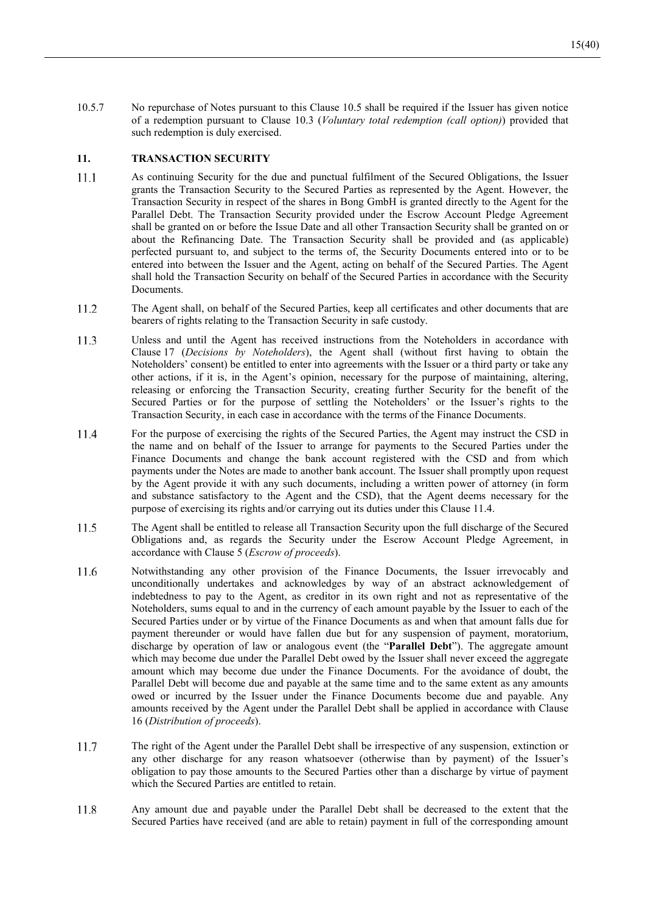10.5.7 No repurchase of Notes pursuant to this Clause 10.5 shall be required if the Issuer has given notice of a redemption pursuant to Clause 10.3 (*Voluntary total redemption (call option)*) provided that such redemption is duly exercised.

## 11. TRANSACTION SECURITY

11.1 As continuing Security for the due and punctual fulfilment of the Secured Obligations, the Issuer grants the Transaction Security to the Secured Parties as represented by the Agent. However, the Transaction Security in respect of the shares in Bong GmbH is granted directly to the Agent for the Parallel Debt. The Transaction Security provided under the Escrow Account Pledge Agreement shall be granted on or before the Issue Date and all other Transaction Security shall be granted on or about the Refinancing Date. The Transaction Security shall be provided and (as applicable) perfected pursuant to, and subject to the terms of, the Security Documents entered into or to be entered into between the Issuer and the Agent, acting on behalf of the Secured Parties. The Agent shall hold the Transaction Security on behalf of the Secured Parties in accordance with the Security Documents.

11.2 The Agent shall, on behalf of the Secured Parties, keep all certificates and other documents that are bearers of rights relating to the Transaction Security in safe custody.

11.3 Unless and until the Agent has received instructions from the Noteholders in accordance with Clause 17 (*Decisions by Noteholders*), the Agent shall (without first having to obtain the Noteholders' consent) be entitled to enter into agreements with the Issuer or a third party or take any other actions, if it is, in the Agent's opinion, necessary for the purpose of maintaining, altering, releasing or enforcing the Transaction Security, creating further Security for the benefit of the Secured Parties or for the purpose of settling the Noteholders' or the Issuer's rights to the Transaction Security, in each case in accordance with the terms of the Finance Documents.

11.4 For the purpose of exercising the rights of the Secured Parties, the Agent may instruct the CSD in the name and on behalf of the Issuer to arrange for payments to the Secured Parties under the Finance Documents and change the bank account registered with the CSD and from which payments under the Notes are made to another bank account. The Issuer shall promptly upon request by the Agent provide it with any such documents, including a written power of attorney (in form and substance satisfactory to the Agent and the CSD), that the Agent deems necessary for the purpose of exercising its rights and/or carrying out its duties under this Clause 11.4.

11.5 The Agent shall be entitled to release all Transaction Security upon the full discharge of the Secured Obligations and, as regards the Security under the Escrow Account Pledge Agreement, in accordance with Clause 5 (*Escrow of proceeds*).

11.6 Notwithstanding any other provision of the Finance Documents, the Issuer irrevocably and unconditionally undertakes and acknowledges by way of an abstract acknowledgement of indebtedness to pay to the Agent, as creditor in its own right and not as representative of the Noteholders, sums equal to and in the currency of each amount payable by the Issuer to each of the Secured Parties under or by virtue of the Finance Documents as and when that amount falls due for payment thereunder or would have fallen due but for any suspension of payment, moratorium, discharge by operation of law or analogous event (the "**Parallel Debt**"). The aggregate amount which may become due under the Parallel Debt owed by the Issuer shall never exceed the aggregate amount which may become due under the Finance Documents. For the avoidance of doubt, the Parallel Debt will become due and payable at the same time and to the same extent as any amounts owed or incurred by the Issuer under the Finance Documents become due and payable. Any amounts received by the Agent under the Parallel Debt shall be applied in accordance with Clause 16 (*Distribution of proceeds*).

11.7 The right of the Agent under the Parallel Debt shall be irrespective of any suspension, extinction or any other discharge for any reason whatsoever (otherwise than by payment) of the Issuer's obligation to pay those amounts to the Secured Parties other than a discharge by virtue of payment which the Secured Parties are entitled to retain.

11.8 Any amount due and payable under the Parallel Debt shall be decreased to the extent that the Secured Parties have received (and are able to retain) payment in full of the corresponding amount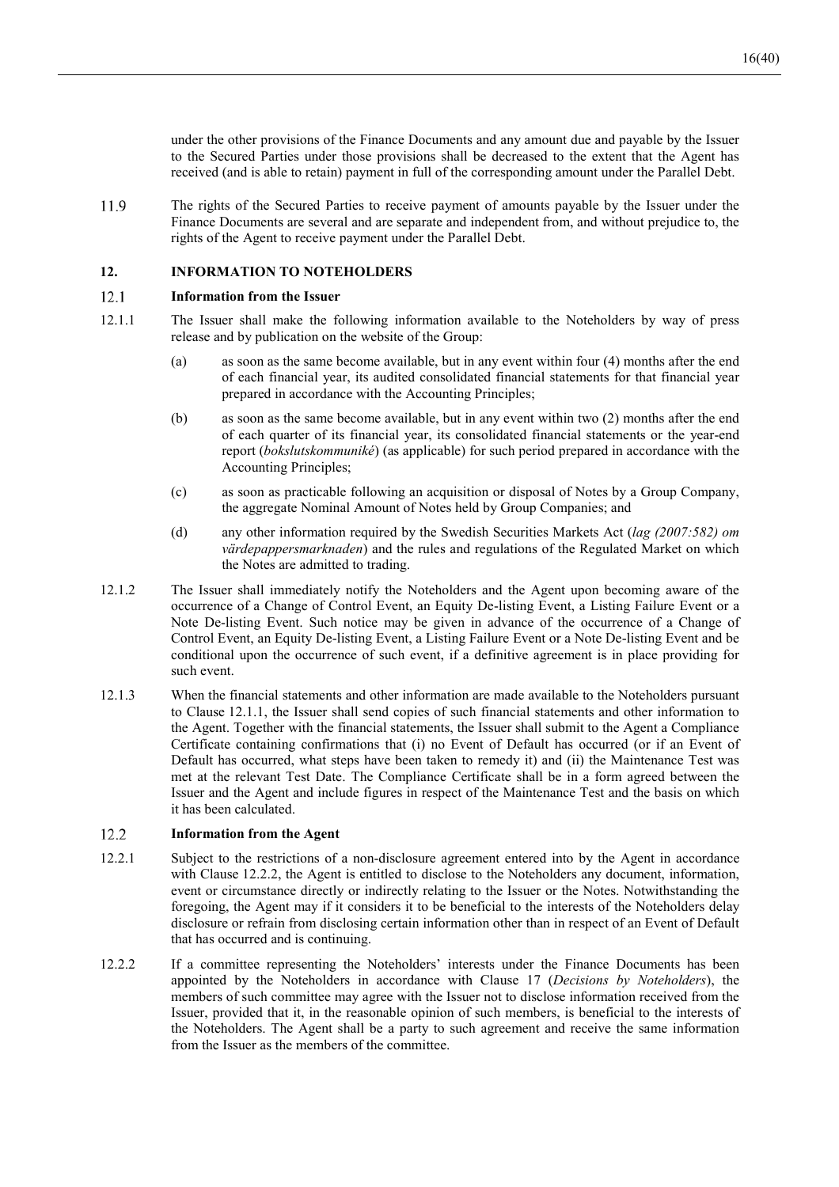under the other provisions of the Finance Documents and any amount due and payable by the Issuer to the Secured Parties under those provisions shall be decreased to the extent that the Agent has received (and is able to retain) payment in full of the corresponding amount under the Parallel Debt.

11.9 The rights of the Secured Parties to receive payment of amounts payable by the Issuer under the Finance Documents are several and are separate and independent from, and without prejudice to, the rights of the Agent to receive payment under the Parallel Debt.

## 12. INFORMATION TO NOTEHOLDERS

### 12.1 Information from the Issuer

12.1.1 The Issuer shall make the following information available to the Noteholders by way of press release and by publication on the website of the Group:

(a) as soon as the same become available, but in any event within four (4) months after the end of each financial year, its audited consolidated financial statements for that financial year prepared in accordance with the Accounting Principles;

(b) as soon as the same become available, but in any event within two (2) months after the end of each quarter of its financial year, its consolidated financial statements or the year-end report (*bokslutskommuniké*) (as applicable) for such period prepared in accordance with the Accounting Principles;

(c) as soon as practicable following an acquisition or disposal of Notes by a Group Company, the aggregate Nominal Amount of Notes held by Group Companies; and

(d) any other information required by the Swedish Securities Markets Act (*lag (2007:582) om värdepappersmarknaden*) and the rules and regulations of the Regulated Market on which the Notes are admitted to trading.

12.1.2 The Issuer shall immediately notify the Noteholders and the Agent upon becoming aware of the occurrence of a Change of Control Event, an Equity De-listing Event, a Listing Failure Event or a Note De-listing Event. Such notice may be given in advance of the occurrence of a Change of Control Event, an Equity De-listing Event, a Listing Failure Event or a Note De-listing Event and be conditional upon the occurrence of such event, if a definitive agreement is in place providing for such event.

12.1.3 When the financial statements and other information are made available to the Noteholders pursuant to Clause 12.1.1, the Issuer shall send copies of such financial statements and other information to the Agent. Together with the financial statements, the Issuer shall submit to the Agent a Compliance Certificate containing confirmations that (i) no Event of Default has occurred (or if an Event of Default has occurred, what steps have been taken to remedy it) and (ii) the Maintenance Test was met at the relevant Test Date. The Compliance Certificate shall be in a form agreed between the Issuer and the Agent and include figures in respect of the Maintenance Test and the basis on which it has been calculated.

### 12.2 Information from the Agent

12.2.1 Subject to the restrictions of a non-disclosure agreement entered into by the Agent in accordance with Clause 12.2.2, the Agent is entitled to disclose to the Noteholders any document, information, event or circumstance directly or indirectly relating to the Issuer or the Notes. Notwithstanding the foregoing, the Agent may if it considers it to be beneficial to the interests of the Noteholders delay disclosure or refrain from disclosing certain information other than in respect of an Event of Default that has occurred and is continuing.

12.2.2 If a committee representing the Noteholders' interests under the Finance Documents has been appointed by the Noteholders in accordance with Clause 17 (*Decisions by Noteholders*), the members of such committee may agree with the Issuer not to disclose information received from the Issuer, provided that it, in the reasonable opinion of such members, is beneficial to the interests of the Noteholders. The Agent shall be a party to such agreement and receive the same information from the Issuer as the members of the committee.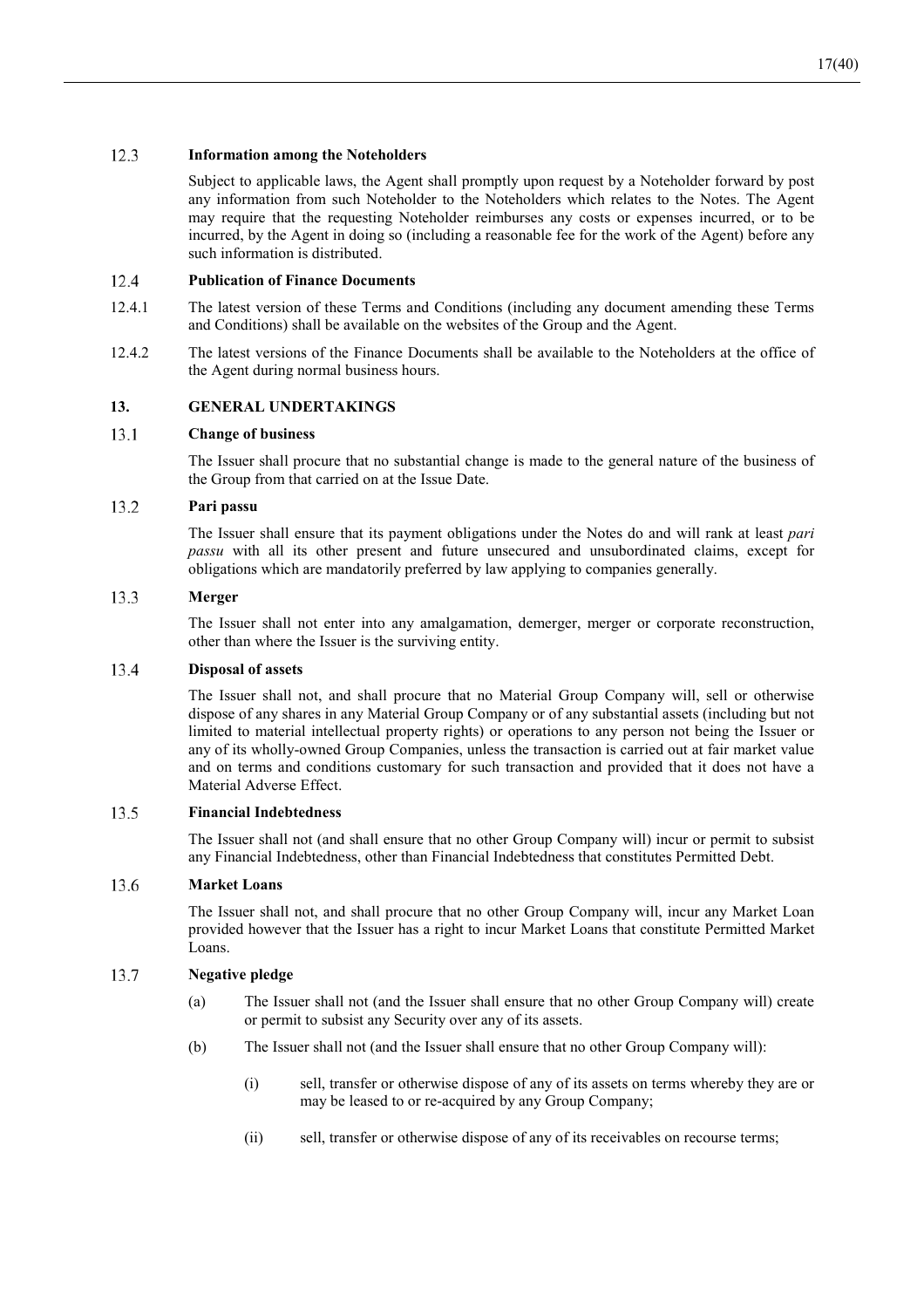### 12.3 Information among the Noteholders

Subject to applicable laws, the Agent shall promptly upon request by a Noteholder forward by post any information from such Noteholder to the Noteholders which relates to the Notes. The Agent may require that the requesting Noteholder reimburses any costs or expenses incurred, or to be incurred, by the Agent in doing so (including a reasonable fee for the work of the Agent) before any such information is distributed.

### 12.4 Publication of Finance Documents

12.4.1 The latest version of these Terms and Conditions (including any document amending these Terms and Conditions) shall be available on the websites of the Group and the Agent.

12.4.2 The latest versions of the Finance Documents shall be available to the Noteholders at the office of the Agent during normal business hours.

## 13. GENERAL UNDERTAKINGS

### 13.1 Change of business

The Issuer shall procure that no substantial change is made to the general nature of the business of the Group from that carried on at the Issue Date.

### 13.2 Pari passu

The Issuer shall ensure that its payment obligations under the Notes do and will rank at least *pari passu* with all its other present and future unsecured and unsubordinated claims, except for obligations which are mandatorily preferred by law applying to companies generally.

### 13.3 Merger

The Issuer shall not enter into any amalgamation, demerger, merger or corporate reconstruction, other than where the Issuer is the surviving entity.

### 13.4 Disposal of assets

The Issuer shall not, and shall procure that no Material Group Company will, sell or otherwise dispose of any shares in any Material Group Company or of any substantial assets (including but not limited to material intellectual property rights) or operations to any person not being the Issuer or any of its wholly-owned Group Companies, unless the transaction is carried out at fair market value and on terms and conditions customary for such transaction and provided that it does not have a Material Adverse Effect.

### 13.5 Financial Indebtedness

The Issuer shall not (and shall ensure that no other Group Company will) incur or permit to subsist any Financial Indebtedness, other than Financial Indebtedness that constitutes Permitted Debt.

### 13.6 Market Loans

The Issuer shall not, and shall procure that no other Group Company will, incur any Market Loan provided however that the Issuer has a right to incur Market Loans that constitute Permitted Market Loans.

### 13.7 Negative pledge

(a) The Issuer shall not (and the Issuer shall ensure that no other Group Company will) create or permit to subsist any Security over any of its assets.

(b) The Issuer shall not (and the Issuer shall ensure that no other Group Company will):

(i) sell, transfer or otherwise dispose of any of its assets on terms whereby they are or may be leased to or re-acquired by any Group Company;

(ii) sell, transfer or otherwise dispose of any of its receivables on recourse terms;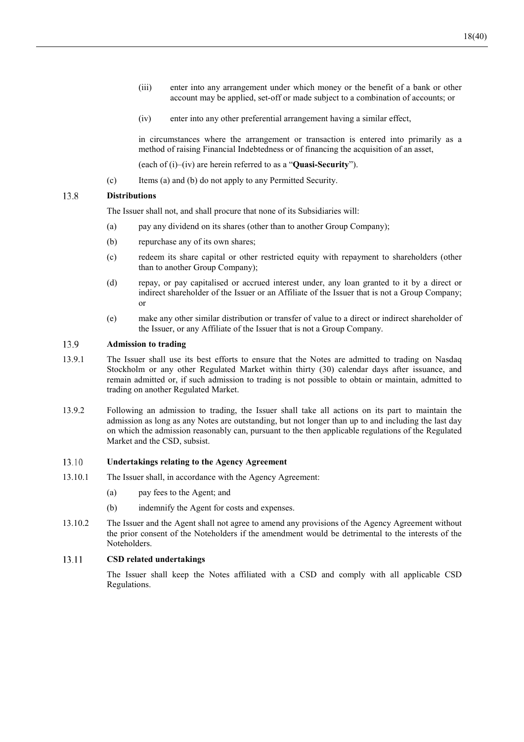(iii) enter into any arrangement under which money or the benefit of a bank or other account may be applied, set-off or made subject to a combination of accounts; or

(iv) enter into any other preferential arrangement having a similar effect,

in circumstances where the arrangement or transaction is entered into primarily as a method of raising Financial Indebtedness or of financing the acquisition of an asset,

(each of (i)–(iv) are herein referred to as a "**Quasi-Security**").

(c) Items (a) and (b) do not apply to any Permitted Security.

### 13.8 Distributions

The Issuer shall not, and shall procure that none of its Subsidiaries will:

(a) pay any dividend on its shares (other than to another Group Company);

(b) repurchase any of its own shares;

(c) redeem its share capital or other restricted equity with repayment to shareholders (other than to another Group Company);

(d) repay, or pay capitalised or accrued interest under, any loan granted to it by a direct or indirect shareholder of the Issuer or an Affiliate of the Issuer that is not a Group Company; or

(e) make any other similar distribution or transfer of value to a direct or indirect shareholder of the Issuer, or any Affiliate of the Issuer that is not a Group Company.

### 13.9 Admission to trading

13.9.1 The Issuer shall use its best efforts to ensure that the Notes are admitted to trading on Nasdaq Stockholm or any other Regulated Market within thirty (30) calendar days after issuance, and remain admitted or, if such admission to trading is not possible to obtain or maintain, admitted to trading on another Regulated Market.

13.9.2 Following an admission to trading, the Issuer shall take all actions on its part to maintain the admission as long as any Notes are outstanding, but not longer than up to and including the last day on which the admission reasonably can, pursuant to the then applicable regulations of the Regulated Market and the CSD, subsist.

### 13.10 Undertakings relating to the Agency Agreement

13.10.1 The Issuer shall, in accordance with the Agency Agreement:

(a) pay fees to the Agent; and

(b) indemnify the Agent for costs and expenses.

13.10.2 The Issuer and the Agent shall not agree to amend any provisions of the Agency Agreement without the prior consent of the Noteholders if the amendment would be detrimental to the interests of the Noteholders.

### 13.11 CSD related undertakings

The Issuer shall keep the Notes affiliated with a CSD and comply with all applicable CSD Regulations.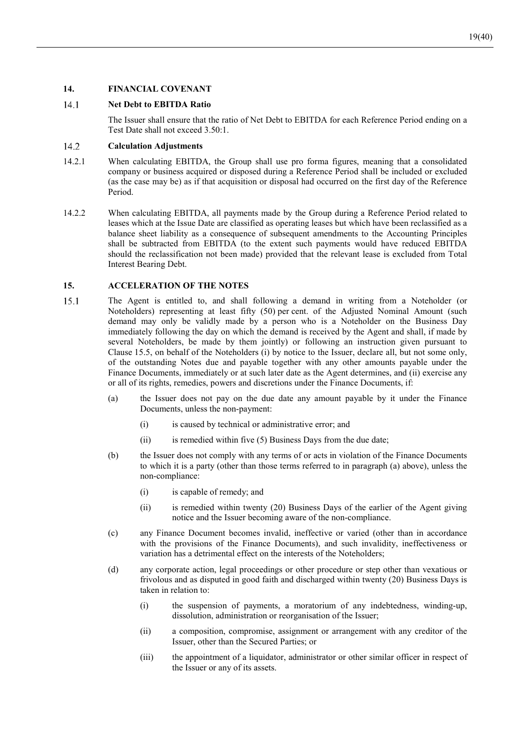## 14. FINANCIAL COVENANT

### 14.1 Net Debt to EBITDA Ratio

The Issuer shall ensure that the ratio of Net Debt to EBITDA for each Reference Period ending on a Test Date shall not exceed 3.50:1.

### 14.2 Calculation Adjustments

14.2.1 When calculating EBITDA, the Group shall use pro forma figures, meaning that a consolidated company or business acquired or disposed during a Reference Period shall be included or excluded (as the case may be) as if that acquisition or disposal had occurred on the first day of the Reference Period.

14.2.2 When calculating EBITDA, all payments made by the Group during a Reference Period related to leases which at the Issue Date are classified as operating leases but which have been reclassified as a balance sheet liability as a consequence of subsequent amendments to the Accounting Principles shall be subtracted from EBITDA (to the extent such payments would have reduced EBITDA should the reclassification not been made) provided that the relevant lease is excluded from Total Interest Bearing Debt.

## 15. ACCELERATION OF THE NOTES

15.1 The Agent is entitled to, and shall following a demand in writing from a Noteholder (or Noteholders) representing at least fifty (50) per cent. of the Adjusted Nominal Amount (such demand may only be validly made by a person who is a Noteholder on the Business Day immediately following the day on which the demand is received by the Agent and shall, if made by several Noteholders, be made by them jointly) or following an instruction given pursuant to Clause 15.5, on behalf of the Noteholders (i) by notice to the Issuer, declare all, but not some only, of the outstanding Notes due and payable together with any other amounts payable under the Finance Documents, immediately or at such later date as the Agent determines, and (ii) exercise any or all of its rights, remedies, powers and discretions under the Finance Documents, if:

(a) the Issuer does not pay on the due date any amount payable by it under the Finance Documents, unless the non-payment:

(i) is caused by technical or administrative error; and

(ii) is remedied within five (5) Business Days from the due date;

(b) the Issuer does not comply with any terms of or acts in violation of the Finance Documents to which it is a party (other than those terms referred to in paragraph (a) above), unless the non-compliance:

(i) is capable of remedy; and

(ii) is remedied within twenty (20) Business Days of the earlier of the Agent giving notice and the Issuer becoming aware of the non-compliance.

(c) any Finance Document becomes invalid, ineffective or varied (other than in accordance with the provisions of the Finance Documents), and such invalidity, ineffectiveness or variation has a detrimental effect on the interests of the Noteholders;

(d) any corporate action, legal proceedings or other procedure or step other than vexatious or frivolous and as disputed in good faith and discharged within twenty (20) Business Days is taken in relation to:

(i) the suspension of payments, a moratorium of any indebtedness, winding-up, dissolution, administration or reorganisation of the Issuer;

(ii) a composition, compromise, assignment or arrangement with any creditor of the Issuer, other than the Secured Parties; or

(iii) the appointment of a liquidator, administrator or other similar officer in respect of the Issuer or any of its assets.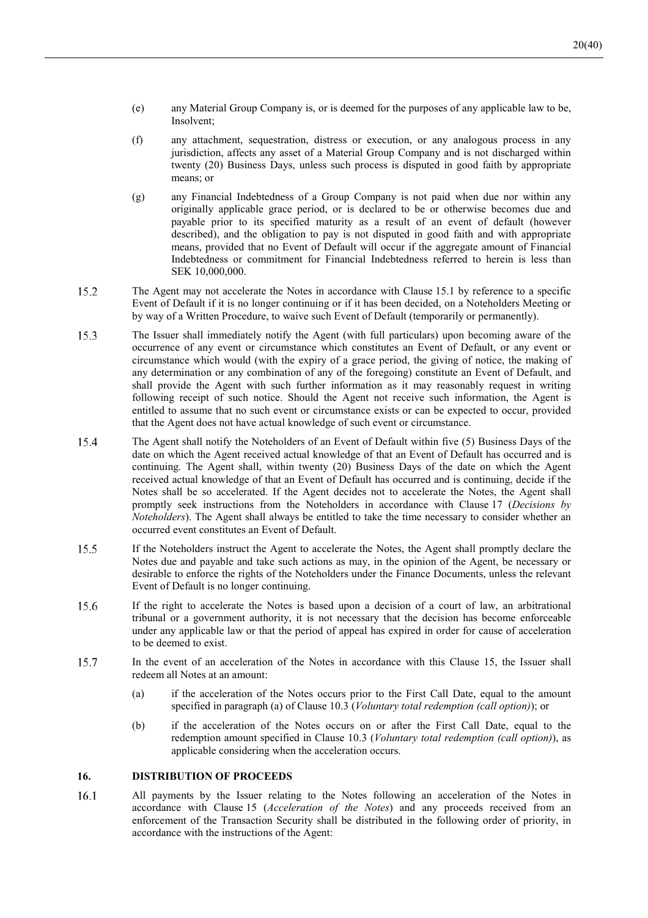(e) any Material Group Company is, or is deemed for the purposes of any applicable law to be, Insolvent;

(f) any attachment, sequestration, distress or execution, or any analogous process in any jurisdiction, affects any asset of a Material Group Company and is not discharged within twenty (20) Business Days, unless such process is disputed in good faith by appropriate means; or

(g) any Financial Indebtedness of a Group Company is not paid when due nor within any originally applicable grace period, or is declared to be or otherwise becomes due and payable prior to its specified maturity as a result of an event of default (however described), and the obligation to pay is not disputed in good faith and with appropriate means, provided that no Event of Default will occur if the aggregate amount of Financial Indebtedness or commitment for Financial Indebtedness referred to herein is less than SEK 10,000,000.

15.2 The Agent may not accelerate the Notes in accordance with Clause 15.1 by reference to a specific Event of Default if it is no longer continuing or if it has been decided, on a Noteholders Meeting or by way of a Written Procedure, to waive such Event of Default (temporarily or permanently).

15.3 The Issuer shall immediately notify the Agent (with full particulars) upon becoming aware of the occurrence of any event or circumstance which constitutes an Event of Default, or any event or circumstance which would (with the expiry of a grace period, the giving of notice, the making of any determination or any combination of any of the foregoing) constitute an Event of Default, and shall provide the Agent with such further information as it may reasonably request in writing following receipt of such notice. Should the Agent not receive such information, the Agent is entitled to assume that no such event or circumstance exists or can be expected to occur, provided that the Agent does not have actual knowledge of such event or circumstance.

15.4 The Agent shall notify the Noteholders of an Event of Default within five (5) Business Days of the date on which the Agent received actual knowledge of that an Event of Default has occurred and is continuing. The Agent shall, within twenty (20) Business Days of the date on which the Agent received actual knowledge of that an Event of Default has occurred and is continuing, decide if the Notes shall be so accelerated. If the Agent decides not to accelerate the Notes, the Agent shall promptly seek instructions from the Noteholders in accordance with Clause 17 (*Decisions by Noteholders*). The Agent shall always be entitled to take the time necessary to consider whether an occurred event constitutes an Event of Default.

15.5 If the Noteholders instruct the Agent to accelerate the Notes, the Agent shall promptly declare the Notes due and payable and take such actions as may, in the opinion of the Agent, be necessary or desirable to enforce the rights of the Noteholders under the Finance Documents, unless the relevant Event of Default is no longer continuing.

15.6 If the right to accelerate the Notes is based upon a decision of a court of law, an arbitrational tribunal or a government authority, it is not necessary that the decision has become enforceable under any applicable law or that the period of appeal has expired in order for cause of acceleration to be deemed to exist.

15.7 In the event of an acceleration of the Notes in accordance with this Clause 15, the Issuer shall redeem all Notes at an amount:

(a) if the acceleration of the Notes occurs prior to the First Call Date, equal to the amount specified in paragraph (a) of Clause 10.3 (*Voluntary total redemption (call option)*); or

(b) if the acceleration of the Notes occurs on or after the First Call Date, equal to the redemption amount specified in Clause 10.3 (*Voluntary total redemption (call option)*), as applicable considering when the acceleration occurs.

## 16. DISTRIBUTION OF PROCEEDS

16.1 All payments by the Issuer relating to the Notes following an acceleration of the Notes in accordance with Clause 15 (*Acceleration of the Notes*) and any proceeds received from an enforcement of the Transaction Security shall be distributed in the following order of priority, in accordance with the instructions of the Agent: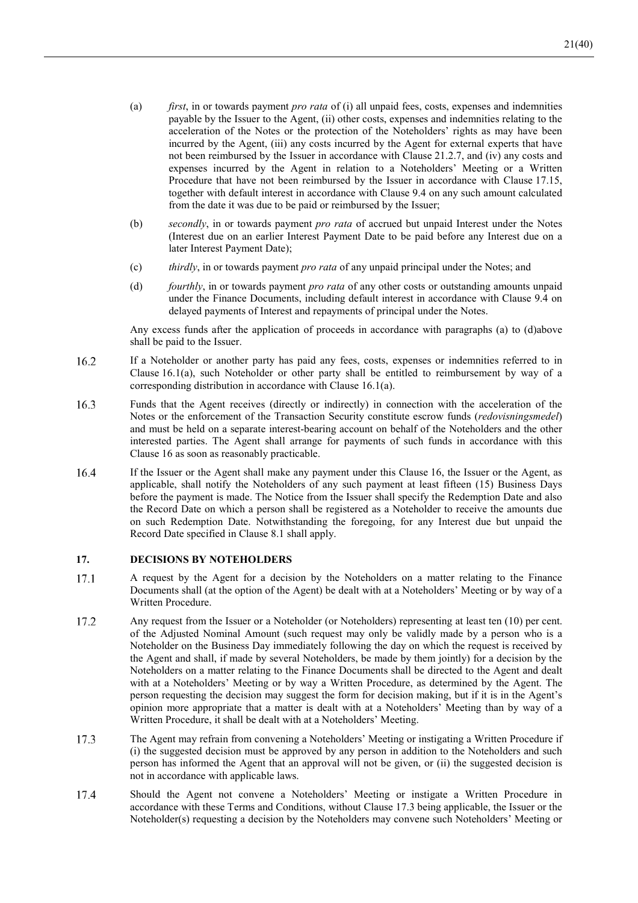(a) *first*, in or towards payment *pro rata* of (i) all unpaid fees, costs, expenses and indemnities payable by the Issuer to the Agent, (ii) other costs, expenses and indemnities relating to the acceleration of the Notes or the protection of the Noteholders' rights as may have been incurred by the Agent, (iii) any costs incurred by the Agent for external experts that have not been reimbursed by the Issuer in accordance with Clause 21.2.7, and (iv) any costs and expenses incurred by the Agent in relation to a Noteholders' Meeting or a Written Procedure that have not been reimbursed by the Issuer in accordance with Clause 17.15, together with default interest in accordance with Clause 9.4 on any such amount calculated from the date it was due to be paid or reimbursed by the Issuer;

(b) *secondly*, in or towards payment *pro rata* of accrued but unpaid Interest under the Notes (Interest due on an earlier Interest Payment Date to be paid before any Interest due on a later Interest Payment Date);

(c) *thirdly*, in or towards payment *pro rata* of any unpaid principal under the Notes; and

(d) *fourthly*, in or towards payment *pro rata* of any other costs or outstanding amounts unpaid under the Finance Documents, including default interest in accordance with Clause 9.4 on delayed payments of Interest and repayments of principal under the Notes.

Any excess funds after the application of proceeds in accordance with paragraphs (a) to (d)above shall be paid to the Issuer.

16.2 If a Noteholder or another party has paid any fees, costs, expenses or indemnities referred to in Clause 16.1(a), such Noteholder or other party shall be entitled to reimbursement by way of a corresponding distribution in accordance with Clause 16.1(a).

16.3 Funds that the Agent receives (directly or indirectly) in connection with the acceleration of the Notes or the enforcement of the Transaction Security constitute escrow funds (*redovisningsmedel*) and must be held on a separate interest-bearing account on behalf of the Noteholders and the other interested parties. The Agent shall arrange for payments of such funds in accordance with this Clause 16 as soon as reasonably practicable.

16.4 If the Issuer or the Agent shall make any payment under this Clause 16, the Issuer or the Agent, as applicable, shall notify the Noteholders of any such payment at least fifteen (15) Business Days before the payment is made. The Notice from the Issuer shall specify the Redemption Date and also the Record Date on which a person shall be registered as a Noteholder to receive the amounts due on such Redemption Date. Notwithstanding the foregoing, for any Interest due but unpaid the Record Date specified in Clause 8.1 shall apply.

## 17. DECISIONS BY NOTEHOLDERS

17.1 A request by the Agent for a decision by the Noteholders on a matter relating to the Finance Documents shall (at the option of the Agent) be dealt with at a Noteholders' Meeting or by way of a Written Procedure.

17.2 Any request from the Issuer or a Noteholder (or Noteholders) representing at least ten (10) per cent. of the Adjusted Nominal Amount (such request may only be validly made by a person who is a Noteholder on the Business Day immediately following the day on which the request is received by the Agent and shall, if made by several Noteholders, be made by them jointly) for a decision by the Noteholders on a matter relating to the Finance Documents shall be directed to the Agent and dealt with at a Noteholders' Meeting or by way a Written Procedure, as determined by the Agent. The person requesting the decision may suggest the form for decision making, but if it is in the Agent's opinion more appropriate that a matter is dealt with at a Noteholders' Meeting than by way of a Written Procedure, it shall be dealt with at a Noteholders' Meeting.

17.3 The Agent may refrain from convening a Noteholders' Meeting or instigating a Written Procedure if (i) the suggested decision must be approved by any person in addition to the Noteholders and such person has informed the Agent that an approval will not be given, or (ii) the suggested decision is not in accordance with applicable laws.

17.4 Should the Agent not convene a Noteholders' Meeting or instigate a Written Procedure in accordance with these Terms and Conditions, without Clause 17.3 being applicable, the Issuer or the Noteholder(s) requesting a decision by the Noteholders may convene such Noteholders' Meeting or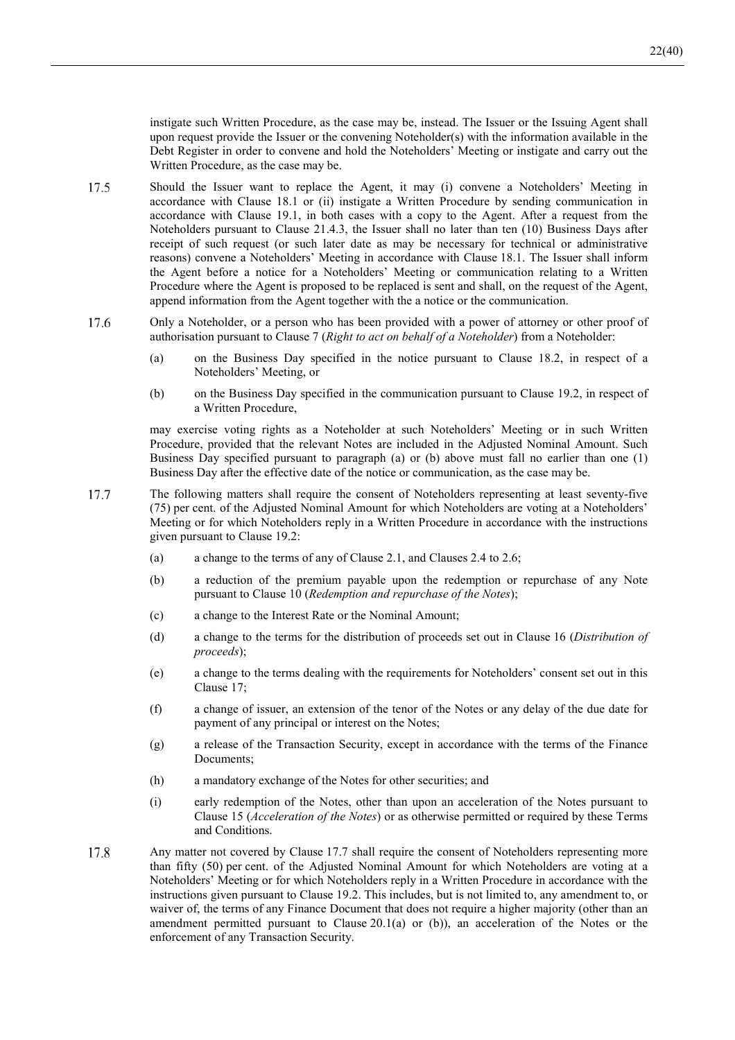instigate such Written Procedure, as the case may be, instead. The Issuer or the Issuing Agent shall upon request provide the Issuer or the convening Noteholder(s) with the information available in the Debt Register in order to convene and hold the Noteholders' Meeting or instigate and carry out the Written Procedure, as the case may be.

17.5 Should the Issuer want to replace the Agent, it may (i) convene a Noteholders' Meeting in accordance with Clause 18.1 or (ii) instigate a Written Procedure by sending communication in accordance with Clause 19.1, in both cases with a copy to the Agent. After a request from the Noteholders pursuant to Clause 21.4.3, the Issuer shall no later than ten (10) Business Days after receipt of such request (or such later date as may be necessary for technical or administrative reasons) convene a Noteholders' Meeting in accordance with Clause 18.1. The Issuer shall inform the Agent before a notice for a Noteholders' Meeting or communication relating to a Written Procedure where the Agent is proposed to be replaced is sent and shall, on the request of the Agent, append information from the Agent together with the a notice or the communication.

17.6 Only a Noteholder, or a person who has been provided with a power of attorney or other proof of authorisation pursuant to Clause 7 (*Right to act on behalf of a Noteholder*) from a Noteholder:

(a) on the Business Day specified in the notice pursuant to Clause 18.2, in respect of a Noteholders' Meeting, or

(b) on the Business Day specified in the communication pursuant to Clause 19.2, in respect of a Written Procedure,

may exercise voting rights as a Noteholder at such Noteholders' Meeting or in such Written Procedure, provided that the relevant Notes are included in the Adjusted Nominal Amount. Such Business Day specified pursuant to paragraph (a) or (b) above must fall no earlier than one (1) Business Day after the effective date of the notice or communication, as the case may be.

17.7 The following matters shall require the consent of Noteholders representing at least seventy-five (75) per cent. of the Adjusted Nominal Amount for which Noteholders are voting at a Noteholders' Meeting or for which Noteholders reply in a Written Procedure in accordance with the instructions given pursuant to Clause 19.2:

(a) a change to the terms of any of Clause 2.1, and Clauses 2.4 to 2.6;

(b) a reduction of the premium payable upon the redemption or repurchase of any Note pursuant to Clause 10 (*Redemption and repurchase of the Notes*);

(c) a change to the Interest Rate or the Nominal Amount;

(d) a change to the terms for the distribution of proceeds set out in Clause 16 (*Distribution of proceeds*);

(e) a change to the terms dealing with the requirements for Noteholders' consent set out in this Clause 17;

(f) a change of issuer, an extension of the tenor of the Notes or any delay of the due date for payment of any principal or interest on the Notes;

(g) a release of the Transaction Security, except in accordance with the terms of the Finance Documents;

(h) a mandatory exchange of the Notes for other securities; and

(i) early redemption of the Notes, other than upon an acceleration of the Notes pursuant to Clause 15 (*Acceleration of the Notes*) or as otherwise permitted or required by these Terms and Conditions.

17.8 Any matter not covered by Clause 17.7 shall require the consent of Noteholders representing more than fifty (50) per cent. of the Adjusted Nominal Amount for which Noteholders are voting at a Noteholders' Meeting or for which Noteholders reply in a Written Procedure in accordance with the instructions given pursuant to Clause 19.2. This includes, but is not limited to, any amendment to, or waiver of, the terms of any Finance Document that does not require a higher majority (other than an amendment permitted pursuant to Clause 20.1(a) or (b)), an acceleration of the Notes or the enforcement of any Transaction Security.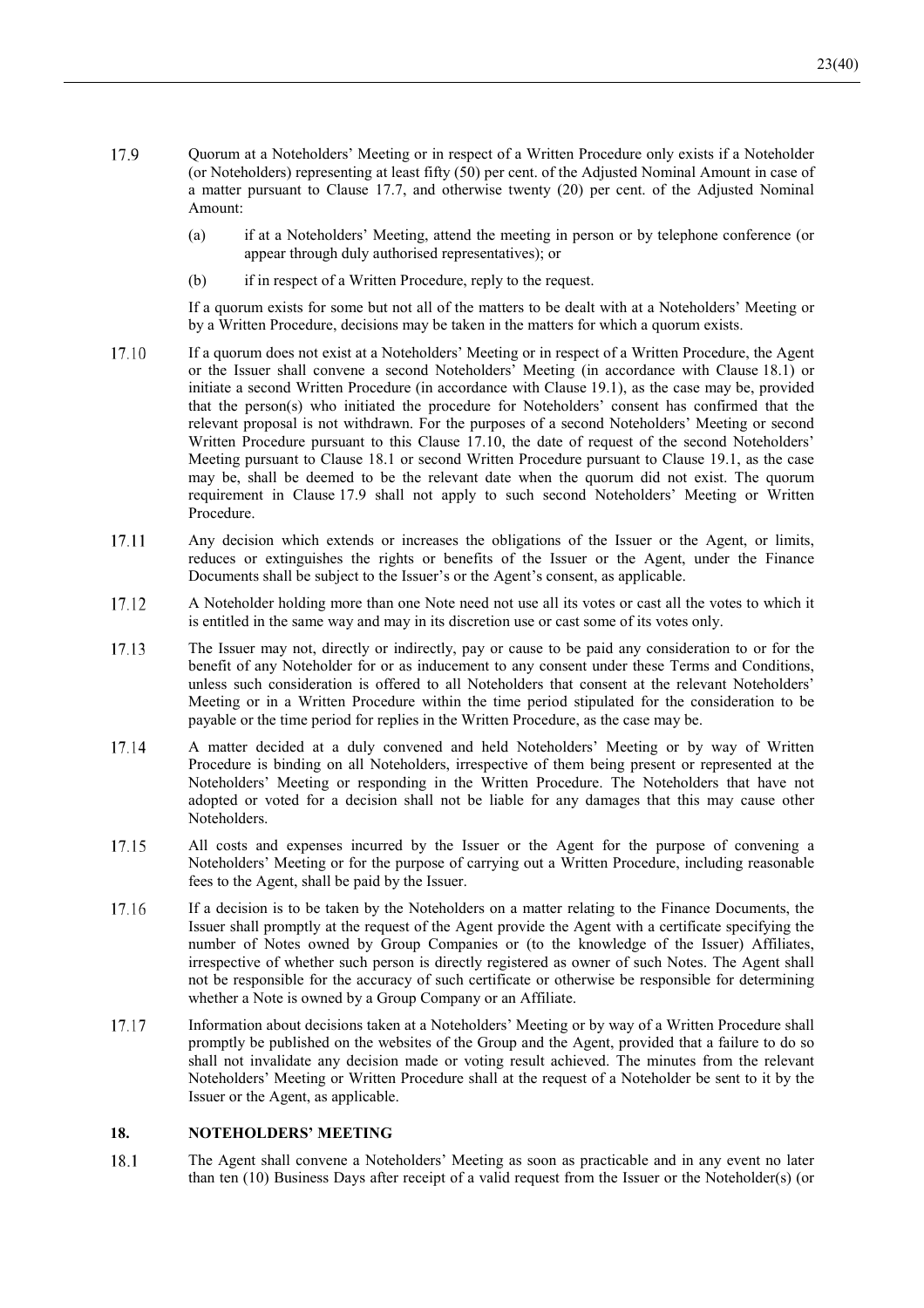17.9 Quorum at a Noteholders' Meeting or in respect of a Written Procedure only exists if a Noteholder (or Noteholders) representing at least fifty (50) per cent. of the Adjusted Nominal Amount in case of a matter pursuant to Clause 17.7, and otherwise twenty (20) per cent. of the Adjusted Nominal Amount:

(a) if at a Noteholders' Meeting, attend the meeting in person or by telephone conference (or appear through duly authorised representatives); or

(b) if in respect of a Written Procedure, reply to the request.

If a quorum exists for some but not all of the matters to be dealt with at a Noteholders' Meeting or by a Written Procedure, decisions may be taken in the matters for which a quorum exists.

17.10 If a quorum does not exist at a Noteholders' Meeting or in respect of a Written Procedure, the Agent or the Issuer shall convene a second Noteholders' Meeting (in accordance with Clause 18.1) or initiate a second Written Procedure (in accordance with Clause 19.1), as the case may be, provided that the person(s) who initiated the procedure for Noteholders' consent has confirmed that the relevant proposal is not withdrawn. For the purposes of a second Noteholders' Meeting or second Written Procedure pursuant to this Clause 17.10, the date of request of the second Noteholders' Meeting pursuant to Clause 18.1 or second Written Procedure pursuant to Clause 19.1, as the case may be, shall be deemed to be the relevant date when the quorum did not exist. The quorum requirement in Clause 17.9 shall not apply to such second Noteholders' Meeting or Written Procedure.

17.11 Any decision which extends or increases the obligations of the Issuer or the Agent, or limits, reduces or extinguishes the rights or benefits of the Issuer or the Agent, under the Finance Documents shall be subject to the Issuer's or the Agent's consent, as applicable.

17.12 A Noteholder holding more than one Note need not use all its votes or cast all the votes to which it is entitled in the same way and may in its discretion use or cast some of its votes only.

17.13 The Issuer may not, directly or indirectly, pay or cause to be paid any consideration to or for the benefit of any Noteholder for or as inducement to any consent under these Terms and Conditions, unless such consideration is offered to all Noteholders that consent at the relevant Noteholders' Meeting or in a Written Procedure within the time period stipulated for the consideration to be payable or the time period for replies in the Written Procedure, as the case may be.

17.14 A matter decided at a duly convened and held Noteholders' Meeting or by way of Written Procedure is binding on all Noteholders, irrespective of them being present or represented at the Noteholders' Meeting or responding in the Written Procedure. The Noteholders that have not adopted or voted for a decision shall not be liable for any damages that this may cause other Noteholders.

17.15 All costs and expenses incurred by the Issuer or the Agent for the purpose of convening a Noteholders' Meeting or for the purpose of carrying out a Written Procedure, including reasonable fees to the Agent, shall be paid by the Issuer.

17.16 If a decision is to be taken by the Noteholders on a matter relating to the Finance Documents, the Issuer shall promptly at the request of the Agent provide the Agent with a certificate specifying the number of Notes owned by Group Companies or (to the knowledge of the Issuer) Affiliates, irrespective of whether such person is directly registered as owner of such Notes. The Agent shall not be responsible for the accuracy of such certificate or otherwise be responsible for determining whether a Note is owned by a Group Company or an Affiliate.

17.17 Information about decisions taken at a Noteholders' Meeting or by way of a Written Procedure shall promptly be published on the websites of the Group and the Agent, provided that a failure to do so shall not invalidate any decision made or voting result achieved. The minutes from the relevant Noteholders' Meeting or Written Procedure shall at the request of a Noteholder be sent to it by the Issuer or the Agent, as applicable.

## 18. NOTEHOLDERS' MEETING

18.1 The Agent shall convene a Noteholders' Meeting as soon as practicable and in any event no later than ten (10) Business Days after receipt of a valid request from the Issuer or the Noteholder(s) (or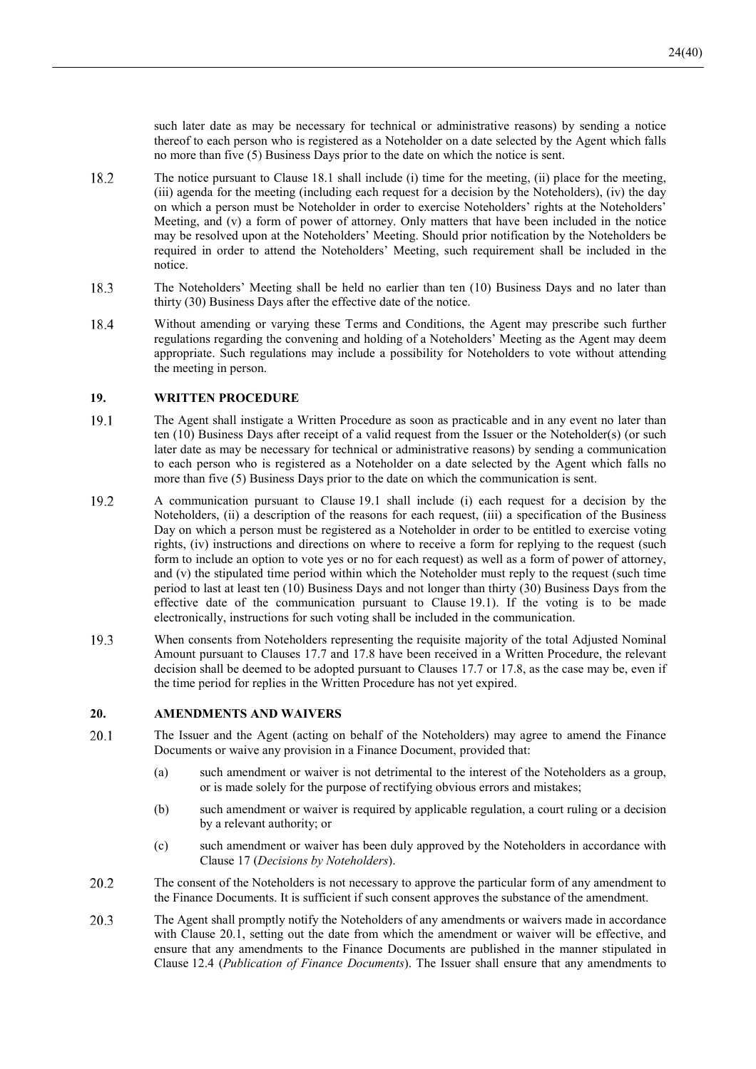such later date as may be necessary for technical or administrative reasons) by sending a notice thereof to each person who is registered as a Noteholder on a date selected by the Agent which falls no more than five (5) Business Days prior to the date on which the notice is sent.

18.2 The notice pursuant to Clause 18.1 shall include (i) time for the meeting, (ii) place for the meeting, (iii) agenda for the meeting (including each request for a decision by the Noteholders), (iv) the day on which a person must be Noteholder in order to exercise Noteholders' rights at the Noteholders' Meeting, and (v) a form of power of attorney. Only matters that have been included in the notice may be resolved upon at the Noteholders' Meeting. Should prior notification by the Noteholders be required in order to attend the Noteholders' Meeting, such requirement shall be included in the notice.

18.3 The Noteholders' Meeting shall be held no earlier than ten (10) Business Days and no later than thirty (30) Business Days after the effective date of the notice.

18.4 Without amending or varying these Terms and Conditions, the Agent may prescribe such further regulations regarding the convening and holding of a Noteholders' Meeting as the Agent may deem appropriate. Such regulations may include a possibility for Noteholders to vote without attending the meeting in person.

## 19. WRITTEN PROCEDURE

19.1 The Agent shall instigate a Written Procedure as soon as practicable and in any event no later than ten (10) Business Days after receipt of a valid request from the Issuer or the Noteholder(s) (or such later date as may be necessary for technical or administrative reasons) by sending a communication to each person who is registered as a Noteholder on a date selected by the Agent which falls no more than five (5) Business Days prior to the date on which the communication is sent.

19.2 A communication pursuant to Clause 19.1 shall include (i) each request for a decision by the Noteholders, (ii) a description of the reasons for each request, (iii) a specification of the Business Day on which a person must be registered as a Noteholder in order to be entitled to exercise voting rights, (iv) instructions and directions on where to receive a form for replying to the request (such form to include an option to vote yes or no for each request) as well as a form of power of attorney, and (v) the stipulated time period within which the Noteholder must reply to the request (such time period to last at least ten (10) Business Days and not longer than thirty (30) Business Days from the effective date of the communication pursuant to Clause 19.1). If the voting is to be made electronically, instructions for such voting shall be included in the communication.

19.3 When consents from Noteholders representing the requisite majority of the total Adjusted Nominal Amount pursuant to Clauses 17.7 and 17.8 have been received in a Written Procedure, the relevant decision shall be deemed to be adopted pursuant to Clauses 17.7 or 17.8, as the case may be, even if the time period for replies in the Written Procedure has not yet expired.

## 20. AMENDMENTS AND WAIVERS

20.1 The Issuer and the Agent (acting on behalf of the Noteholders) may agree to amend the Finance Documents or waive any provision in a Finance Document, provided that:

(a) such amendment or waiver is not detrimental to the interest of the Noteholders as a group, or is made solely for the purpose of rectifying obvious errors and mistakes;

(b) such amendment or waiver is required by applicable regulation, a court ruling or a decision by a relevant authority; or

(c) such amendment or waiver has been duly approved by the Noteholders in accordance with Clause 17 (*Decisions by Noteholders*).

20.2 The consent of the Noteholders is not necessary to approve the particular form of any amendment to the Finance Documents. It is sufficient if such consent approves the substance of the amendment.

20.3 The Agent shall promptly notify the Noteholders of any amendments or waivers made in accordance with Clause 20.1, setting out the date from which the amendment or waiver will be effective, and ensure that any amendments to the Finance Documents are published in the manner stipulated in Clause 12.4 (*Publication of Finance Documents*). The Issuer shall ensure that any amendments to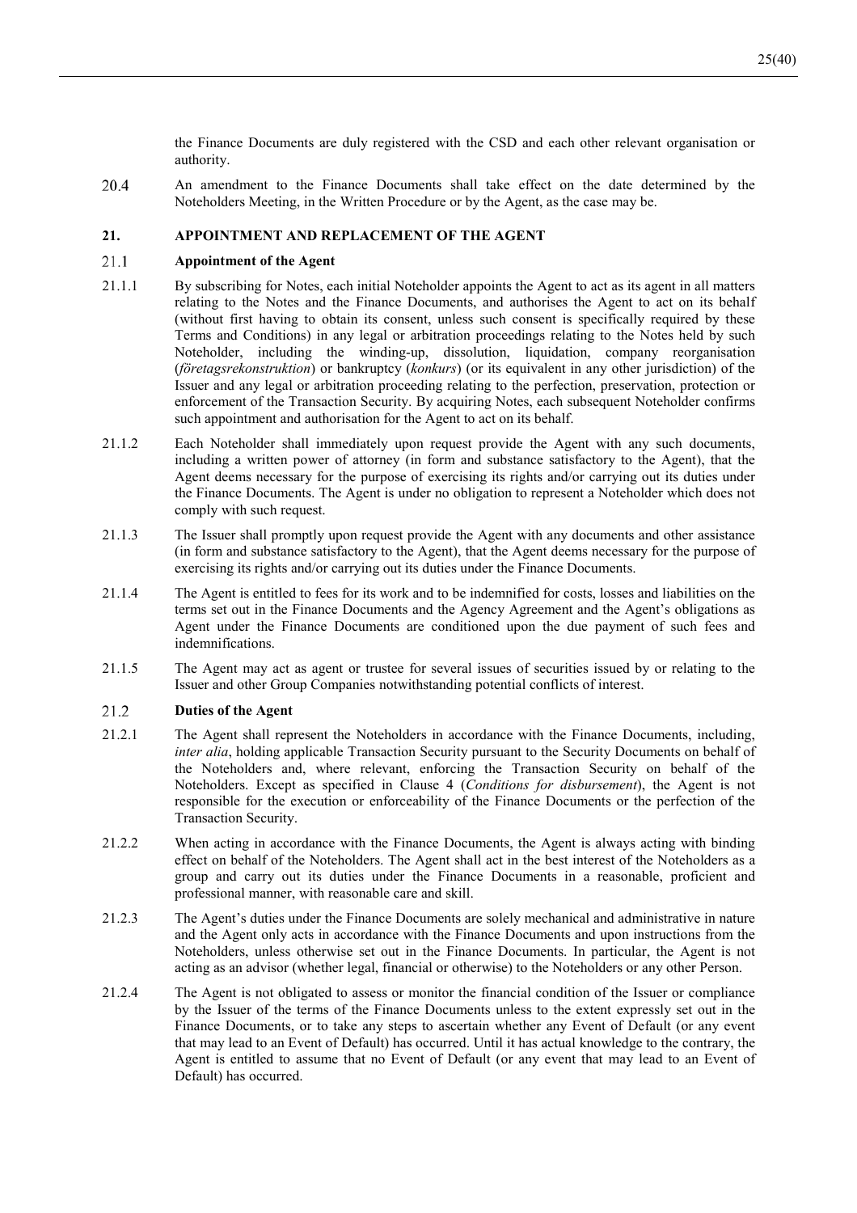the Finance Documents are duly registered with the CSD and each other relevant organisation or authority.

20.4 An amendment to the Finance Documents shall take effect on the date determined by the Noteholders Meeting, in the Written Procedure or by the Agent, as the case may be.

## 21. APPOINTMENT AND REPLACEMENT OF THE AGENT

### 21.1 Appointment of the Agent

21.1.1 By subscribing for Notes, each initial Noteholder appoints the Agent to act as its agent in all matters relating to the Notes and the Finance Documents, and authorises the Agent to act on its behalf (without first having to obtain its consent, unless such consent is specifically required by these Terms and Conditions) in any legal or arbitration proceedings relating to the Notes held by such Noteholder, including the winding-up, dissolution, liquidation, company reorganisation (*företagsrekonstruktion*) or bankruptcy (*konkurs*) (or its equivalent in any other jurisdiction) of the Issuer and any legal or arbitration proceeding relating to the perfection, preservation, protection or enforcement of the Transaction Security. By acquiring Notes, each subsequent Noteholder confirms such appointment and authorisation for the Agent to act on its behalf.

21.1.2 Each Noteholder shall immediately upon request provide the Agent with any such documents, including a written power of attorney (in form and substance satisfactory to the Agent), that the Agent deems necessary for the purpose of exercising its rights and/or carrying out its duties under the Finance Documents. The Agent is under no obligation to represent a Noteholder which does not comply with such request.

21.1.3 The Issuer shall promptly upon request provide the Agent with any documents and other assistance (in form and substance satisfactory to the Agent), that the Agent deems necessary for the purpose of exercising its rights and/or carrying out its duties under the Finance Documents.

21.1.4 The Agent is entitled to fees for its work and to be indemnified for costs, losses and liabilities on the terms set out in the Finance Documents and the Agency Agreement and the Agent's obligations as Agent under the Finance Documents are conditioned upon the due payment of such fees and indemnifications.

21.1.5 The Agent may act as agent or trustee for several issues of securities issued by or relating to the Issuer and other Group Companies notwithstanding potential conflicts of interest.

### 21.2 Duties of the Agent

21.2.1 The Agent shall represent the Noteholders in accordance with the Finance Documents, including, *inter alia*, holding applicable Transaction Security pursuant to the Security Documents on behalf of the Noteholders and, where relevant, enforcing the Transaction Security on behalf of the Noteholders. Except as specified in Clause 4 (*Conditions for disbursement*), the Agent is not responsible for the execution or enforceability of the Finance Documents or the perfection of the Transaction Security.

21.2.2 When acting in accordance with the Finance Documents, the Agent is always acting with binding effect on behalf of the Noteholders. The Agent shall act in the best interest of the Noteholders as a group and carry out its duties under the Finance Documents in a reasonable, proficient and professional manner, with reasonable care and skill.

21.2.3 The Agent's duties under the Finance Documents are solely mechanical and administrative in nature and the Agent only acts in accordance with the Finance Documents and upon instructions from the Noteholders, unless otherwise set out in the Finance Documents. In particular, the Agent is not acting as an advisor (whether legal, financial or otherwise) to the Noteholders or any other Person.

21.2.4 The Agent is not obligated to assess or monitor the financial condition of the Issuer or compliance by the Issuer of the terms of the Finance Documents unless to the extent expressly set out in the Finance Documents, or to take any steps to ascertain whether any Event of Default (or any event that may lead to an Event of Default) has occurred. Until it has actual knowledge to the contrary, the Agent is entitled to assume that no Event of Default (or any event that may lead to an Event of Default) has occurred.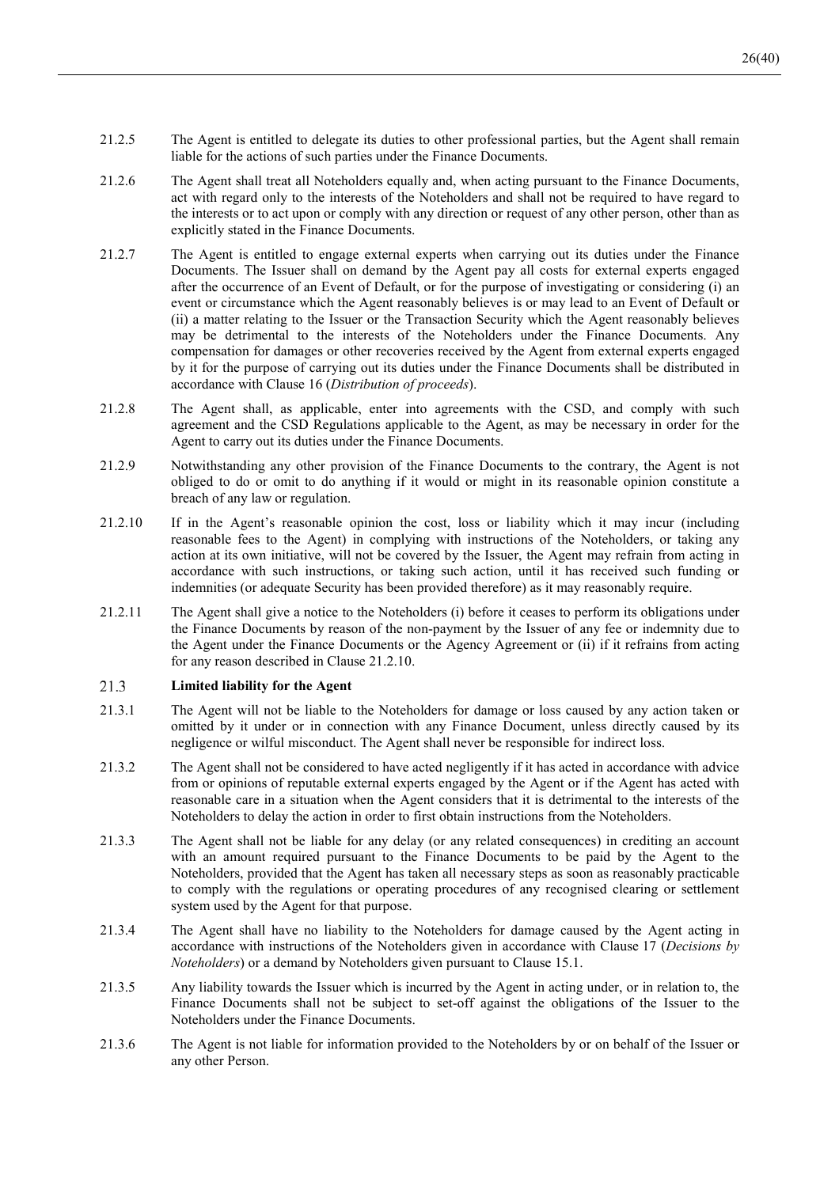21.2.5 The Agent is entitled to delegate its duties to other professional parties, but the Agent shall remain liable for the actions of such parties under the Finance Documents.

21.2.6 The Agent shall treat all Noteholders equally and, when acting pursuant to the Finance Documents, act with regard only to the interests of the Noteholders and shall not be required to have regard to the interests or to act upon or comply with any direction or request of any other person, other than as explicitly stated in the Finance Documents.

21.2.7 The Agent is entitled to engage external experts when carrying out its duties under the Finance Documents. The Issuer shall on demand by the Agent pay all costs for external experts engaged after the occurrence of an Event of Default, or for the purpose of investigating or considering (i) an event or circumstance which the Agent reasonably believes is or may lead to an Event of Default or (ii) a matter relating to the Issuer or the Transaction Security which the Agent reasonably believes may be detrimental to the interests of the Noteholders under the Finance Documents. Any compensation for damages or other recoveries received by the Agent from external experts engaged by it for the purpose of carrying out its duties under the Finance Documents shall be distributed in accordance with Clause 16 (*Distribution of proceeds*).

21.2.8 The Agent shall, as applicable, enter into agreements with the CSD, and comply with such agreement and the CSD Regulations applicable to the Agent, as may be necessary in order for the Agent to carry out its duties under the Finance Documents.

21.2.9 Notwithstanding any other provision of the Finance Documents to the contrary, the Agent is not obliged to do or omit to do anything if it would or might in its reasonable opinion constitute a breach of any law or regulation.

21.2.10 If in the Agent's reasonable opinion the cost, loss or liability which it may incur (including reasonable fees to the Agent) in complying with instructions of the Noteholders, or taking any action at its own initiative, will not be covered by the Issuer, the Agent may refrain from acting in accordance with such instructions, or taking such action, until it has received such funding or indemnities (or adequate Security has been provided therefore) as it may reasonably require.

21.2.11 The Agent shall give a notice to the Noteholders (i) before it ceases to perform its obligations under the Finance Documents by reason of the non-payment by the Issuer of any fee or indemnity due to the Agent under the Finance Documents or the Agency Agreement or (ii) if it refrains from acting for any reason described in Clause 21.2.10.

### 21.3 Limited liability for the Agent

21.3.1 The Agent will not be liable to the Noteholders for damage or loss caused by any action taken or omitted by it under or in connection with any Finance Document, unless directly caused by its negligence or wilful misconduct. The Agent shall never be responsible for indirect loss.

21.3.2 The Agent shall not be considered to have acted negligently if it has acted in accordance with advice from or opinions of reputable external experts engaged by the Agent or if the Agent has acted with reasonable care in a situation when the Agent considers that it is detrimental to the interests of the Noteholders to delay the action in order to first obtain instructions from the Noteholders.

21.3.3 The Agent shall not be liable for any delay (or any related consequences) in crediting an account with an amount required pursuant to the Finance Documents to be paid by the Agent to the Noteholders, provided that the Agent has taken all necessary steps as soon as reasonably practicable to comply with the regulations or operating procedures of any recognised clearing or settlement system used by the Agent for that purpose.

21.3.4 The Agent shall have no liability to the Noteholders for damage caused by the Agent acting in accordance with instructions of the Noteholders given in accordance with Clause 17 (*Decisions by Noteholders*) or a demand by Noteholders given pursuant to Clause 15.1.

21.3.5 Any liability towards the Issuer which is incurred by the Agent in acting under, or in relation to, the Finance Documents shall not be subject to set-off against the obligations of the Issuer to the Noteholders under the Finance Documents.

21.3.6 The Agent is not liable for information provided to the Noteholders by or on behalf of the Issuer or any other Person.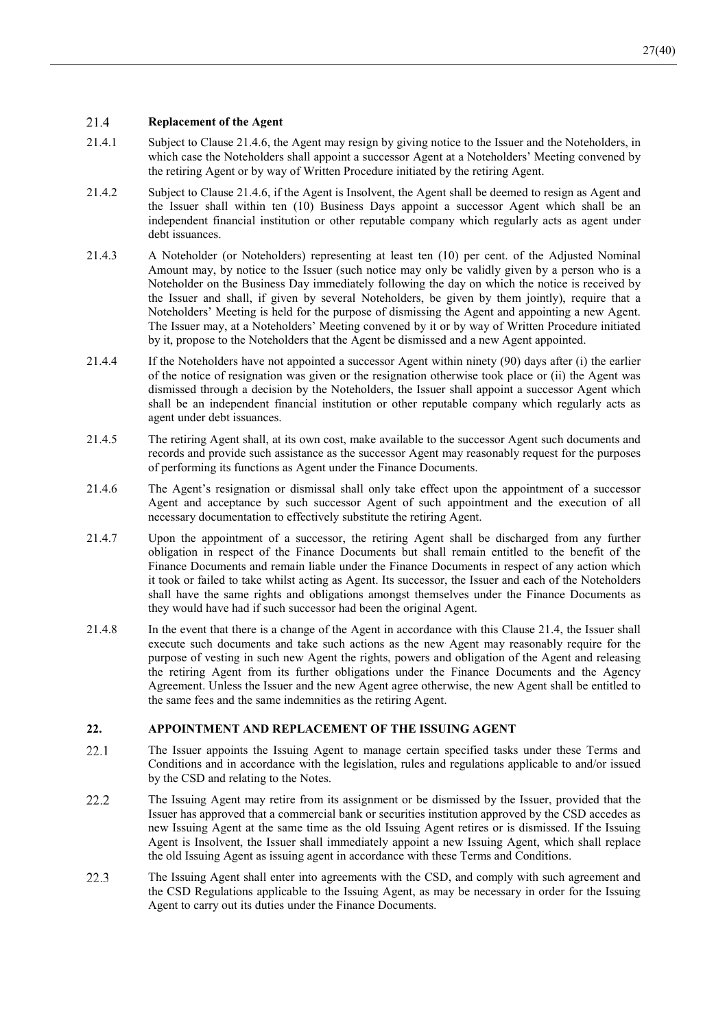### 21.4 Replacement of the Agent

21.4.1 Subject to Clause 21.4.6, the Agent may resign by giving notice to the Issuer and the Noteholders, in which case the Noteholders shall appoint a successor Agent at a Noteholders' Meeting convened by the retiring Agent or by way of Written Procedure initiated by the retiring Agent.

21.4.2 Subject to Clause 21.4.6, if the Agent is Insolvent, the Agent shall be deemed to resign as Agent and the Issuer shall within ten (10) Business Days appoint a successor Agent which shall be an independent financial institution or other reputable company which regularly acts as agent under debt issuances.

21.4.3 A Noteholder (or Noteholders) representing at least ten (10) per cent. of the Adjusted Nominal Amount may, by notice to the Issuer (such notice may only be validly given by a person who is a Noteholder on the Business Day immediately following the day on which the notice is received by the Issuer and shall, if given by several Noteholders, be given by them jointly), require that a Noteholders' Meeting is held for the purpose of dismissing the Agent and appointing a new Agent. The Issuer may, at a Noteholders' Meeting convened by it or by way of Written Procedure initiated by it, propose to the Noteholders that the Agent be dismissed and a new Agent appointed.

21.4.4 If the Noteholders have not appointed a successor Agent within ninety (90) days after (i) the earlier of the notice of resignation was given or the resignation otherwise took place or (ii) the Agent was dismissed through a decision by the Noteholders, the Issuer shall appoint a successor Agent which shall be an independent financial institution or other reputable company which regularly acts as agent under debt issuances.

21.4.5 The retiring Agent shall, at its own cost, make available to the successor Agent such documents and records and provide such assistance as the successor Agent may reasonably request for the purposes of performing its functions as Agent under the Finance Documents.

21.4.6 The Agent's resignation or dismissal shall only take effect upon the appointment of a successor Agent and acceptance by such successor Agent of such appointment and the execution of all necessary documentation to effectively substitute the retiring Agent.

21.4.7 Upon the appointment of a successor, the retiring Agent shall be discharged from any further obligation in respect of the Finance Documents but shall remain entitled to the benefit of the Finance Documents and remain liable under the Finance Documents in respect of any action which it took or failed to take whilst acting as Agent. Its successor, the Issuer and each of the Noteholders shall have the same rights and obligations amongst themselves under the Finance Documents as they would have had if such successor had been the original Agent.

21.4.8 In the event that there is a change of the Agent in accordance with this Clause 21.4, the Issuer shall execute such documents and take such actions as the new Agent may reasonably require for the purpose of vesting in such new Agent the rights, powers and obligation of the Agent and releasing the retiring Agent from its further obligations under the Finance Documents and the Agency Agreement. Unless the Issuer and the new Agent agree otherwise, the new Agent shall be entitled to the same fees and the same indemnities as the retiring Agent.

## 22. APPOINTMENT AND REPLACEMENT OF THE ISSUING AGENT

22.1 The Issuer appoints the Issuing Agent to manage certain specified tasks under these Terms and Conditions and in accordance with the legislation, rules and regulations applicable to and/or issued by the CSD and relating to the Notes.

22.2 The Issuing Agent may retire from its assignment or be dismissed by the Issuer, provided that the Issuer has approved that a commercial bank or securities institution approved by the CSD accedes as new Issuing Agent at the same time as the old Issuing Agent retires or is dismissed. If the Issuing Agent is Insolvent, the Issuer shall immediately appoint a new Issuing Agent, which shall replace the old Issuing Agent as issuing agent in accordance with these Terms and Conditions.

22.3 The Issuing Agent shall enter into agreements with the CSD, and comply with such agreement and the CSD Regulations applicable to the Issuing Agent, as may be necessary in order for the Issuing Agent to carry out its duties under the Finance Documents.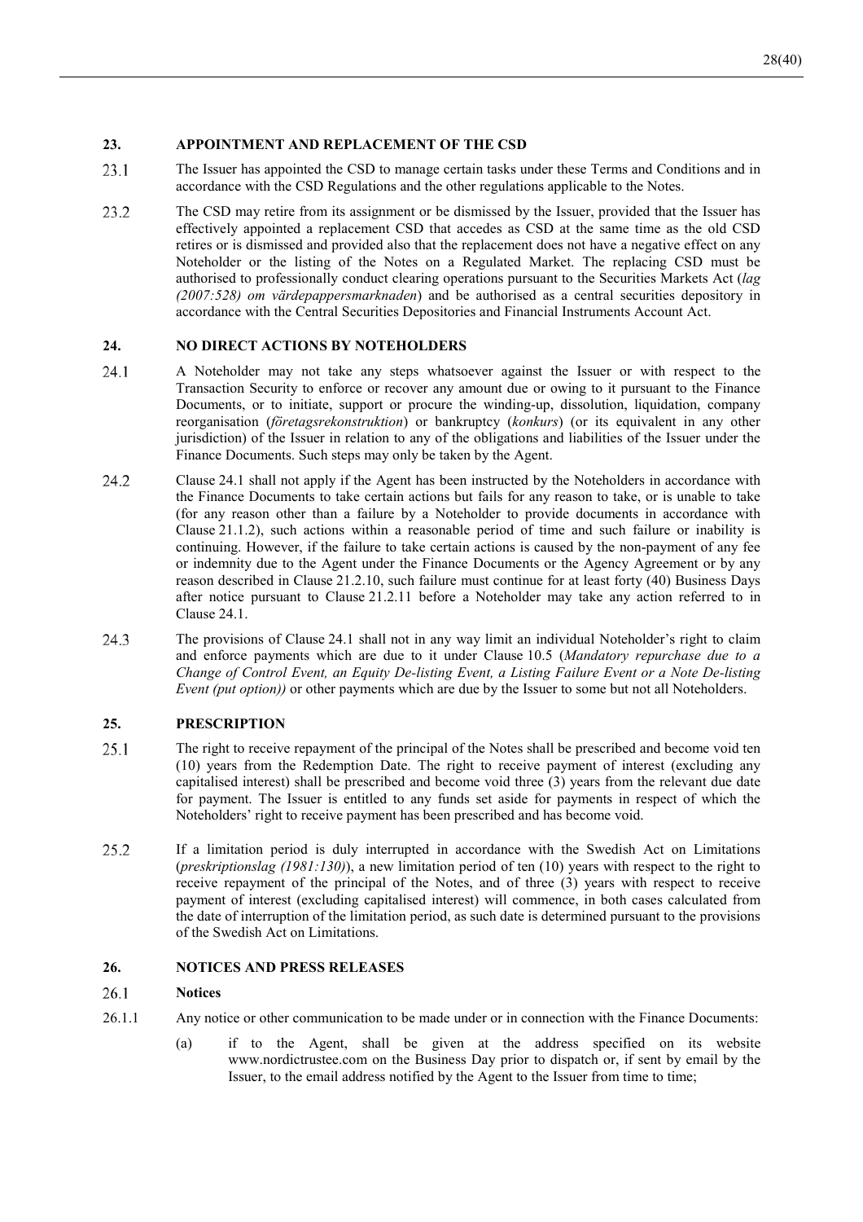## 23. APPOINTMENT AND REPLACEMENT OF THE CSD

23.1 The Issuer has appointed the CSD to manage certain tasks under these Terms and Conditions and in accordance with the CSD Regulations and the other regulations applicable to the Notes.

23.2 The CSD may retire from its assignment or be dismissed by the Issuer, provided that the Issuer has effectively appointed a replacement CSD that accedes as CSD at the same time as the old CSD retires or is dismissed and provided also that the replacement does not have a negative effect on any Noteholder or the listing of the Notes on a Regulated Market. The replacing CSD must be authorised to professionally conduct clearing operations pursuant to the Securities Markets Act (*lag (2007:528) om värdepappersmarknaden*) and be authorised as a central securities depository in accordance with the Central Securities Depositories and Financial Instruments Account Act.

## 24. NO DIRECT ACTIONS BY NOTEHOLDERS

24.1 A Noteholder may not take any steps whatsoever against the Issuer or with respect to the Transaction Security to enforce or recover any amount due or owing to it pursuant to the Finance Documents, or to initiate, support or procure the winding-up, dissolution, liquidation, company reorganisation (*företagsrekonstruktion*) or bankruptcy (*konkurs*) (or its equivalent in any other jurisdiction) of the Issuer in relation to any of the obligations and liabilities of the Issuer under the Finance Documents. Such steps may only be taken by the Agent.

24.2 Clause 24.1 shall not apply if the Agent has been instructed by the Noteholders in accordance with the Finance Documents to take certain actions but fails for any reason to take, or is unable to take (for any reason other than a failure by a Noteholder to provide documents in accordance with Clause 21.1.2), such actions within a reasonable period of time and such failure or inability is continuing. However, if the failure to take certain actions is caused by the non-payment of any fee or indemnity due to the Agent under the Finance Documents or the Agency Agreement or by any reason described in Clause 21.2.10, such failure must continue for at least forty (40) Business Days after notice pursuant to Clause 21.2.11 before a Noteholder may take any action referred to in Clause 24.1.

24.3 The provisions of Clause 24.1 shall not in any way limit an individual Noteholder's right to claim and enforce payments which are due to it under Clause 10.5 (*Mandatory repurchase due to a Change of Control Event, an Equity De-listing Event, a Listing Failure Event or a Note De-listing Event (put option))* or other payments which are due by the Issuer to some but not all Noteholders.

## 25. PRESCRIPTION

25.1 The right to receive repayment of the principal of the Notes shall be prescribed and become void ten (10) years from the Redemption Date. The right to receive payment of interest (excluding any capitalised interest) shall be prescribed and become void three (3) years from the relevant due date for payment. The Issuer is entitled to any funds set aside for payments in respect of which the Noteholders' right to receive payment has been prescribed and has become void.

25.2 If a limitation period is duly interrupted in accordance with the Swedish Act on Limitations (*preskriptionslag (1981:130)*), a new limitation period of ten (10) years with respect to the right to receive repayment of the principal of the Notes, and of three (3) years with respect to receive payment of interest (excluding capitalised interest) will commence, in both cases calculated from the date of interruption of the limitation period, as such date is determined pursuant to the provisions of the Swedish Act on Limitations.

## 26. NOTICES AND PRESS RELEASES

### 26.1 Notices

26.1.1 Any notice or other communication to be made under or in connection with the Finance Documents:

(a) if to the Agent, shall be given at the address specified on its website www.nordictrustee.com on the Business Day prior to dispatch or, if sent by email by the Issuer, to the email address notified by the Agent to the Issuer from time to time;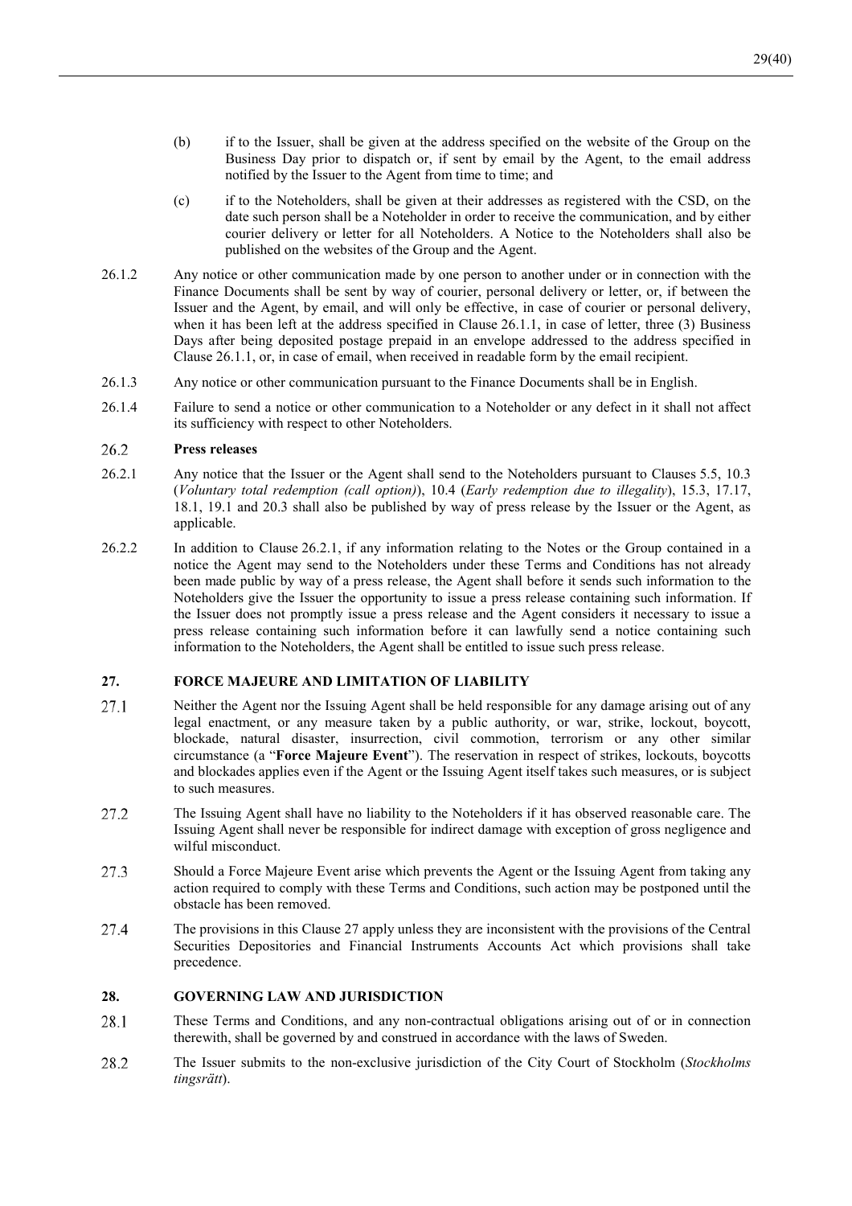(b) if to the Issuer, shall be given at the address specified on the website of the Group on the Business Day prior to dispatch or, if sent by email by the Agent, to the email address notified by the Issuer to the Agent from time to time; and

(c) if to the Noteholders, shall be given at their addresses as registered with the CSD, on the date such person shall be a Noteholder in order to receive the communication, and by either courier delivery or letter for all Noteholders. A Notice to the Noteholders shall also be published on the websites of the Group and the Agent.

26.1.2 Any notice or other communication made by one person to another under or in connection with the Finance Documents shall be sent by way of courier, personal delivery or letter, or, if between the Issuer and the Agent, by email, and will only be effective, in case of courier or personal delivery, when it has been left at the address specified in Clause 26.1.1, in case of letter, three (3) Business Days after being deposited postage prepaid in an envelope addressed to the address specified in Clause 26.1.1, or, in case of email, when received in readable form by the email recipient.

26.1.3 Any notice or other communication pursuant to the Finance Documents shall be in English.

26.1.4 Failure to send a notice or other communication to a Noteholder or any defect in it shall not affect its sufficiency with respect to other Noteholders.

### 26.2 Press releases

26.2.1 Any notice that the Issuer or the Agent shall send to the Noteholders pursuant to Clauses 5.5, 10.3 (*Voluntary total redemption (call option)*), 10.4 (*Early redemption due to illegality*), 15.3, 17.17, 18.1, 19.1 and 20.3 shall also be published by way of press release by the Issuer or the Agent, as applicable.

26.2.2 In addition to Clause 26.2.1, if any information relating to the Notes or the Group contained in a notice the Agent may send to the Noteholders under these Terms and Conditions has not already been made public by way of a press release, the Agent shall before it sends such information to the Noteholders give the Issuer the opportunity to issue a press release containing such information. If the Issuer does not promptly issue a press release and the Agent considers it necessary to issue a press release containing such information before it can lawfully send a notice containing such information to the Noteholders, the Agent shall be entitled to issue such press release.

## 27. FORCE MAJEURE AND LIMITATION OF LIABILITY

27.1 Neither the Agent nor the Issuing Agent shall be held responsible for any damage arising out of any legal enactment, or any measure taken by a public authority, or war, strike, lockout, boycott, blockade, natural disaster, insurrection, civil commotion, terrorism or any other similar circumstance (a "**Force Majeure Event**"). The reservation in respect of strikes, lockouts, boycotts and blockades applies even if the Agent or the Issuing Agent itself takes such measures, or is subject to such measures.

27.2 The Issuing Agent shall have no liability to the Noteholders if it has observed reasonable care. The Issuing Agent shall never be responsible for indirect damage with exception of gross negligence and wilful misconduct.

27.3 Should a Force Majeure Event arise which prevents the Agent or the Issuing Agent from taking any action required to comply with these Terms and Conditions, such action may be postponed until the obstacle has been removed.

27.4 The provisions in this Clause 27 apply unless they are inconsistent with the provisions of the Central Securities Depositories and Financial Instruments Accounts Act which provisions shall take precedence.

## 28. GOVERNING LAW AND JURISDICTION

28.1 These Terms and Conditions, and any non-contractual obligations arising out of or in connection therewith, shall be governed by and construed in accordance with the laws of Sweden.

28.2 The Issuer submits to the non-exclusive jurisdiction of the City Court of Stockholm (*Stockholms tingsrätt*).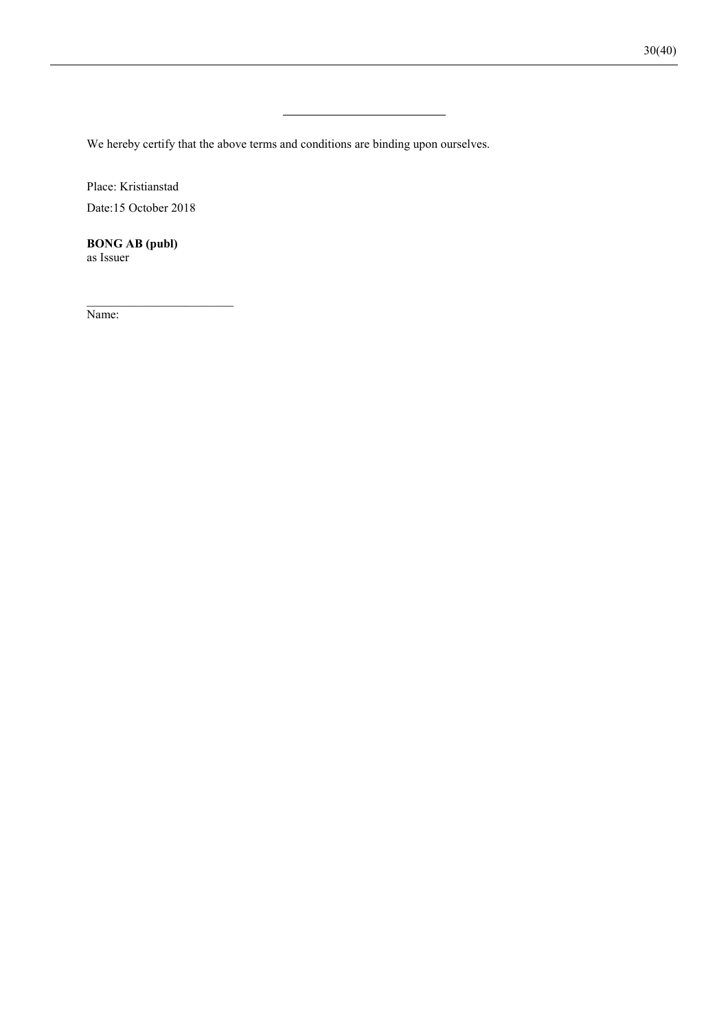---

We hereby certify that the above terms and conditions are binding upon ourselves.

Place: Kristianstad

Date:15 October 2018

**BONG AB (publ)**
as Issuer

\_\_\_\_\_\_\_\_\_\_\_\_\_\_\_\_\_\_\_\_\_\_\_\_

Name: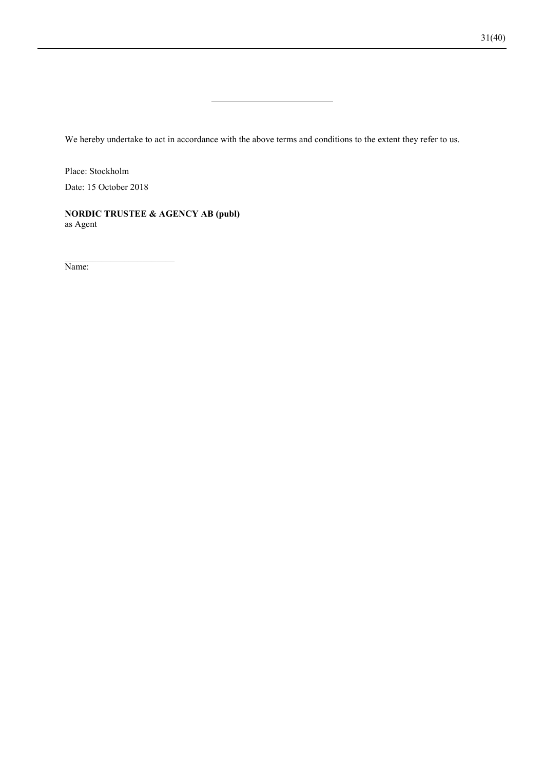---

We hereby undertake to act in accordance with the above terms and conditions to the extent they refer to us.

Place: Stockholm

Date: 15 October 2018

**NORDIC TRUSTEE & AGENCY AB (publ)**
as Agent

\_\_\_\_\_\_\_\_\_\_\_\_\_\_\_\_\_\_\_\_\_\_\_\_

Name: